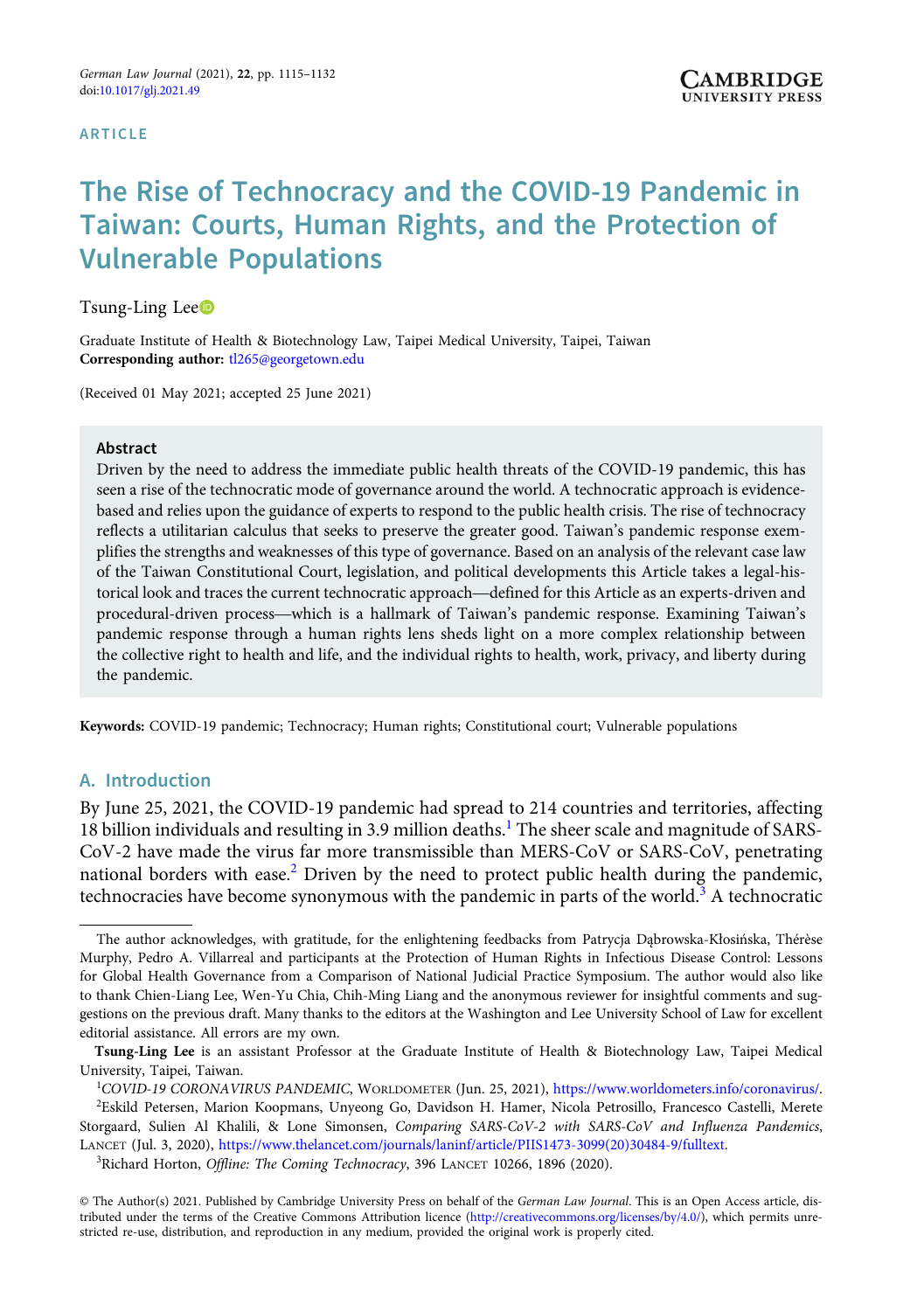ARTICLE

# The Rise of Technocracy and the COVID-19 Pandemic in Taiwan: Courts, Human Rights, and the Protection of Vulnerable Populations

Tsung-Ling Lee

Graduate Institute of Health & Biotechnology Law, Taipei Medical University, Taipei, Taiwan
**Corresponding author:** tl265@georgetown.edu

(Received 01 May 2021; accepted 25 June 2021)

## Abstract

Driven by the need to address the immediate public health threats of the COVID-19 pandemic, this has seen a rise of the technocratic mode of governance around the world. A technocratic approach is evidence-based and relies upon the guidance of experts to respond to the public health crisis. The rise of technocracy reflects a utilitarian calculus that seeks to preserve the greater good. Taiwan's pandemic response exemplifies the strengths and weaknesses of this type of governance. Based on an analysis of the relevant case law of the Taiwan Constitutional Court, legislation, and political developments this Article takes a legal-historical look and traces the current technocratic approach—defined for this Article as an experts-driven and procedural-driven process—which is a hallmark of Taiwan's pandemic response. Examining Taiwan's pandemic response through a human rights lens sheds light on a more complex relationship between the collective right to health and life, and the individual rights to health, work, privacy, and liberty during the pandemic.

**Keywords:** COVID-19 pandemic; Technocracy; Human rights; Constitutional court; Vulnerable populations

## A. Introduction

By June 25, 2021, the COVID-19 pandemic had spread to 214 countries and territories, affecting 18 billion individuals and resulting in 3.9 million deaths.[1] The sheer scale and magnitude of SARS-CoV-2 have made the virus far more transmissible than MERS-CoV or SARS-CoV, penetrating national borders with ease.[2] Driven by the need to protect public health during the pandemic, technocracies have become synonymous with the pandemic in parts of the world.[3] A technocratic

---

The author acknowledges, with gratitude, for the enlightening feedbacks from Patrycja Dąbrowska-Kłosińska, Thérèse Murphy, Pedro A. Villarreal and participants at the Protection of Human Rights in Infectious Disease Control: Lessons for Global Health Governance from a Comparison of National Judicial Practice Symposium. The author would also like to thank Chien-Liang Lee, Wen-Yu Chia, Chih-Ming Liang and the anonymous reviewer for insightful comments and suggestions on the previous draft. Many thanks to the editors at the Washington and Lee University School of Law for excellent editorial assistance. All errors are my own.

**Tsung-Ling Lee** is an assistant Professor at the Graduate Institute of Health & Biotechnology Law, Taipei Medical University, Taipei, Taiwan.

[1] *COVID-19 CORONAVIRUS PANDEMIC*, WORLDOMETER (Jun. 25, 2021), https://www.worldometers.info/coronavirus/.

[2] Eskild Petersen, Marion Koopmans, Unyeong Go, Davidson H. Hamer, Nicola Petrosillo, Francesco Castelli, Merete Storgaard, Sulien Al Khalili, & Lone Simonsen, *Comparing SARS-CoV-2 with SARS-CoV and Influenza Pandemics*, LANCET (Jul. 3, 2020), https://www.thelancet.com/journals/laninf/article/PIIS1473-3099(20)30484-9/fulltext.

[3] Richard Horton, *Offline: The Coming Technocracy*, 396 LANCET 10266, 1896 (2020).

© The Author(s) 2021. Published by Cambridge University Press on behalf of the *German Law Journal*. This is an Open Access article, distributed under the terms of the Creative Commons Attribution licence (http://creativecommons.org/licenses/by/4.0/), which permits unrestricted re-use, distribution, and reproduction in any medium, provided the original work is properly cited.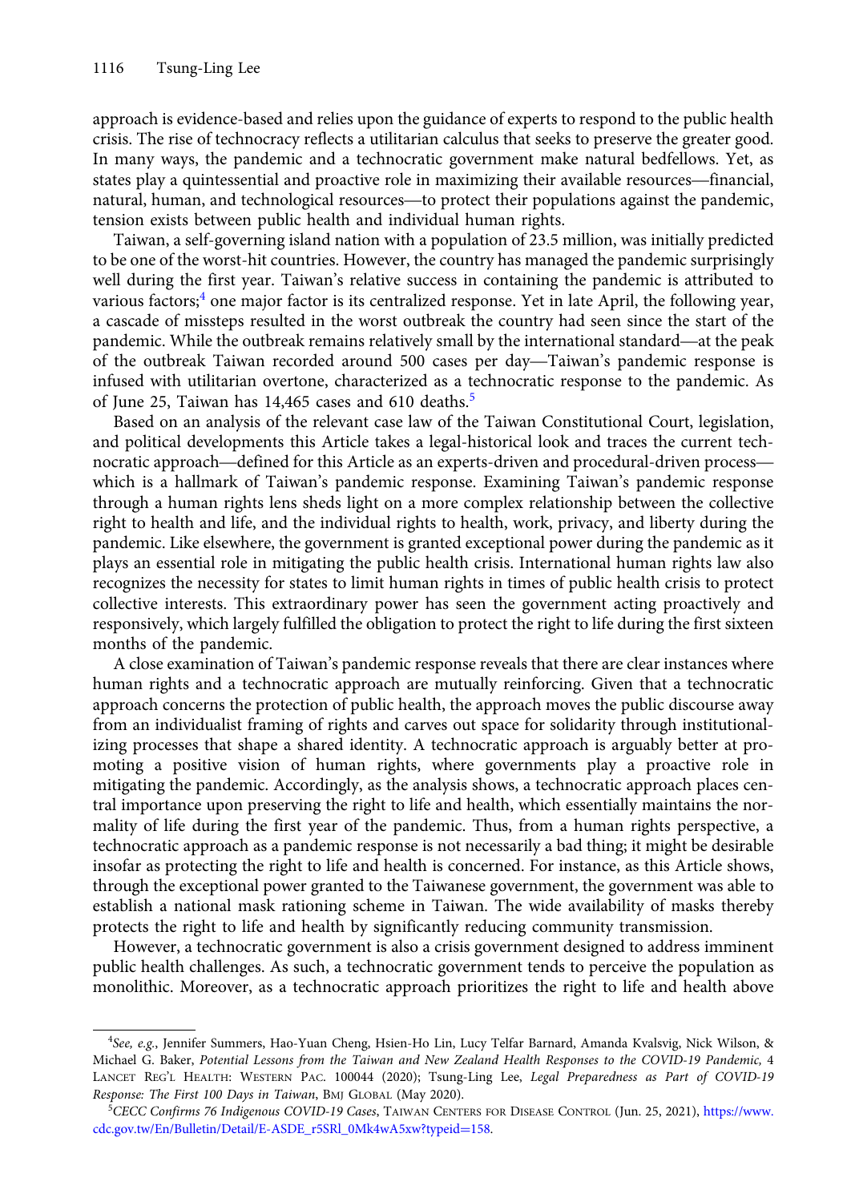approach is evidence-based and relies upon the guidance of experts to respond to the public health crisis. The rise of technocracy reflects a utilitarian calculus that seeks to preserve the greater good. In many ways, the pandemic and a technocratic government make natural bedfellows. Yet, as states play a quintessential and proactive role in maximizing their available resources—financial, natural, human, and technological resources—to protect their populations against the pandemic, tension exists between public health and individual human rights.

Taiwan, a self-governing island nation with a population of 23.5 million, was initially predicted to be one of the worst-hit countries. However, the country has managed the pandemic surprisingly well during the first year. Taiwan's relative success in containing the pandemic is attributed to various factors;[4] one major factor is its centralized response. Yet in late April, the following year, a cascade of missteps resulted in the worst outbreak the country had seen since the start of the pandemic. While the outbreak remains relatively small by the international standard—at the peak of the outbreak Taiwan recorded around 500 cases per day—Taiwan's pandemic response is infused with utilitarian overtone, characterized as a technocratic response to the pandemic. As of June 25, Taiwan has 14,465 cases and 610 deaths.[5]

Based on an analysis of the relevant case law of the Taiwan Constitutional Court, legislation, and political developments this Article takes a legal-historical look and traces the current technocratic approach—defined for this Article as an experts-driven and procedural-driven process—which is a hallmark of Taiwan's pandemic response. Examining Taiwan's pandemic response through a human rights lens sheds light on a more complex relationship between the collective right to health and life, and the individual rights to health, work, privacy, and liberty during the pandemic. Like elsewhere, the government is granted exceptional power during the pandemic as it plays an essential role in mitigating the public health crisis. International human rights law also recognizes the necessity for states to limit human rights in times of public health crisis to protect collective interests. This extraordinary power has seen the government acting proactively and responsively, which largely fulfilled the obligation to protect the right to life during the first sixteen months of the pandemic.

A close examination of Taiwan's pandemic response reveals that there are clear instances where human rights and a technocratic approach are mutually reinforcing. Given that a technocratic approach concerns the protection of public health, the approach moves the public discourse away from an individualist framing of rights and carves out space for solidarity through institutionalizing processes that shape a shared identity. A technocratic approach is arguably better at promoting a positive vision of human rights, where governments play a proactive role in mitigating the pandemic. Accordingly, as the analysis shows, a technocratic approach places central importance upon preserving the right to life and health, which essentially maintains the normality of life during the first year of the pandemic. Thus, from a human rights perspective, a technocratic approach as a pandemic response is not necessarily a bad thing; it might be desirable insofar as protecting the right to life and health is concerned. For instance, as this Article shows, through the exceptional power granted to the Taiwanese government, the government was able to establish a national mask rationing scheme in Taiwan. The wide availability of masks thereby protects the right to life and health by significantly reducing community transmission.

However, a technocratic government is also a crisis government designed to address imminent public health challenges. As such, a technocratic government tends to perceive the population as monolithic. Moreover, as a technocratic approach prioritizes the right to life and health above

---

[4] *See, e.g.*, Jennifer Summers, Hao-Yuan Cheng, Hsien-Ho Lin, Lucy Telfar Barnard, Amanda Kvalsvig, Nick Wilson, & Michael G. Baker, *Potential Lessons from the Taiwan and New Zealand Health Responses to the COVID-19 Pandemic*, 4 LANCET REG'L HEALTH: WESTERN PAC. 100044 (2020); Tsung-Ling Lee, *Legal Preparedness as Part of COVID-19 Response: The First 100 Days in Taiwan*, BMJ GLOBAL (May 2020).

[5] *CECC Confirms 76 Indigenous COVID-19 Cases*, TAIWAN CENTERS FOR DISEASE CONTROL (Jun. 25, 2021), https://www.cdc.gov.tw/En/Bulletin/Detail/E-ASDE_r5SRl_0Mk4wA5xw?typeid=158.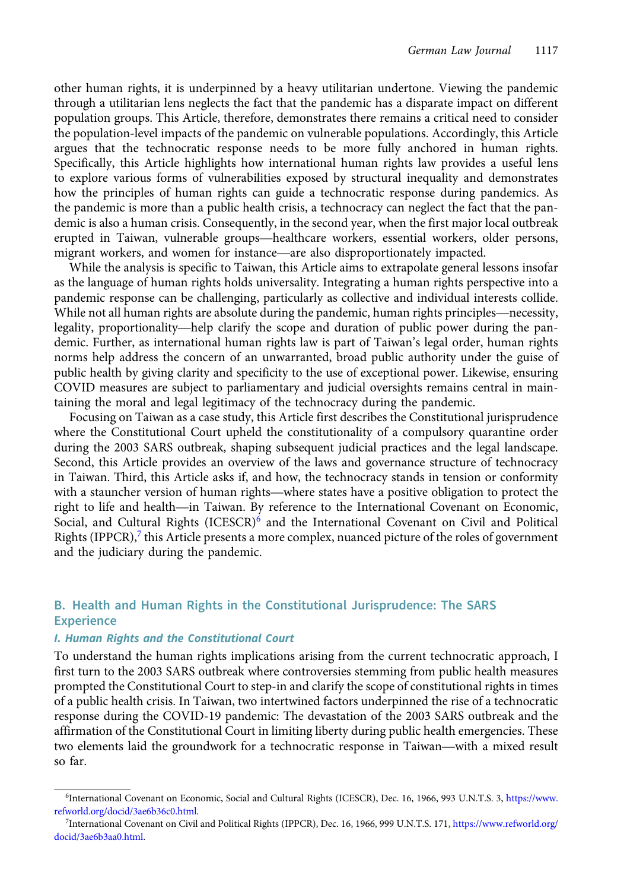other human rights, it is underpinned by a heavy utilitarian undertone. Viewing the pandemic through a utilitarian lens neglects the fact that the pandemic has a disparate impact on different population groups. This Article, therefore, demonstrates there remains a critical need to consider the population-level impacts of the pandemic on vulnerable populations. Accordingly, this Article argues that the technocratic response needs to be more fully anchored in human rights. Specifically, this Article highlights how international human rights law provides a useful lens to explore various forms of vulnerabilities exposed by structural inequality and demonstrates how the principles of human rights can guide a technocratic response during pandemics. As the pandemic is more than a public health crisis, a technocracy can neglect the fact that the pandemic is also a human crisis. Consequently, in the second year, when the first major local outbreak erupted in Taiwan, vulnerable groups—healthcare workers, essential workers, older persons, migrant workers, and women for instance—are also disproportionately impacted.

While the analysis is specific to Taiwan, this Article aims to extrapolate general lessons insofar as the language of human rights holds universality. Integrating a human rights perspective into a pandemic response can be challenging, particularly as collective and individual interests collide. While not all human rights are absolute during the pandemic, human rights principles—necessity, legality, proportionality—help clarify the scope and duration of public power during the pandemic. Further, as international human rights law is part of Taiwan's legal order, human rights norms help address the concern of an unwarranted, broad public authority under the guise of public health by giving clarity and specificity to the use of exceptional power. Likewise, ensuring COVID measures are subject to parliamentary and judicial oversights remains central in maintaining the moral and legal legitimacy of the technocracy during the pandemic.

Focusing on Taiwan as a case study, this Article first describes the Constitutional jurisprudence where the Constitutional Court upheld the constitutionality of a compulsory quarantine order during the 2003 SARS outbreak, shaping subsequent judicial practices and the legal landscape. Second, this Article provides an overview of the laws and governance structure of technocracy in Taiwan. Third, this Article asks if, and how, the technocracy stands in tension or conformity with a stauncher version of human rights—where states have a positive obligation to protect the right to life and health—in Taiwan. By reference to the International Covenant on Economic, Social, and Cultural Rights (ICESCR)[6] and the International Covenant on Civil and Political Rights (IPPCR),[7] this Article presents a more complex, nuanced picture of the roles of government and the judiciary during the pandemic.

## B. Health and Human Rights in the Constitutional Jurisprudence: The SARS Experience

### *I. Human Rights and the Constitutional Court*

To understand the human rights implications arising from the current technocratic approach, I first turn to the 2003 SARS outbreak where controversies stemming from public health measures prompted the Constitutional Court to step-in and clarify the scope of constitutional rights in times of a public health crisis. In Taiwan, two intertwined factors underpinned the rise of a technocratic response during the COVID-19 pandemic: The devastation of the 2003 SARS outbreak and the affirmation of the Constitutional Court in limiting liberty during public health emergencies. These two elements laid the groundwork for a technocratic response in Taiwan—with a mixed result so far.

[6] International Covenant on Economic, Social and Cultural Rights (ICESCR), Dec. 16, 1966, 993 U.N.T.S. 3, https://www.refworld.org/docid/3ae6b36c0.html.

[7] International Covenant on Civil and Political Rights (IPPCR), Dec. 16, 1966, 999 U.N.T.S. 171, https://www.refworld.org/docid/3ae6b3aa0.html.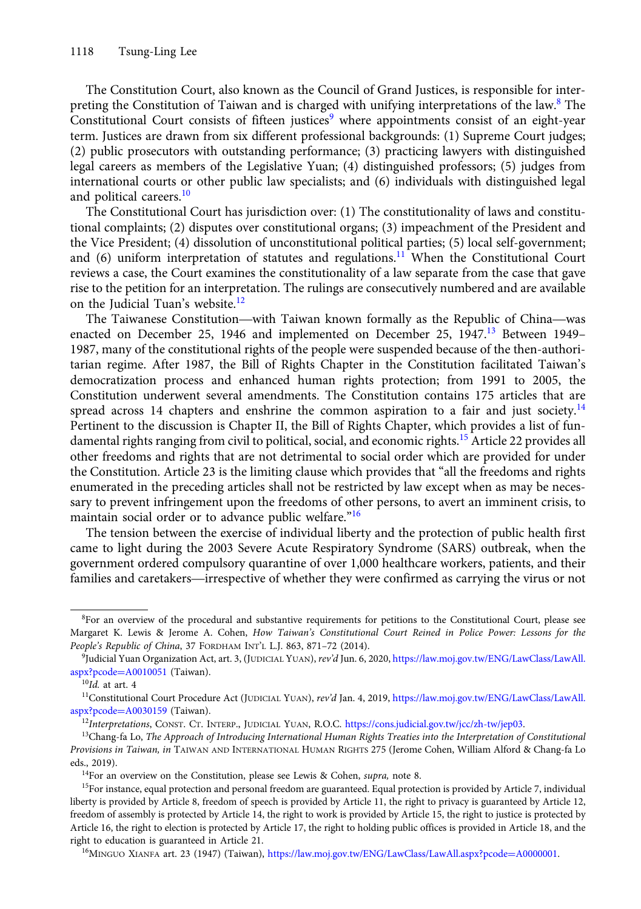The Constitution Court, also known as the Council of Grand Justices, is responsible for interpreting the Constitution of Taiwan and is charged with unifying interpretations of the law.[8] The Constitutional Court consists of fifteen justices[9] where appointments consist of an eight-year term. Justices are drawn from six different professional backgrounds: (1) Supreme Court judges; (2) public prosecutors with outstanding performance; (3) practicing lawyers with distinguished legal careers as members of the Legislative Yuan; (4) distinguished professors; (5) judges from international courts or other public law specialists; and (6) individuals with distinguished legal and political careers.[10]

The Constitutional Court has jurisdiction over: (1) The constitutionality of laws and constitutional complaints; (2) disputes over constitutional organs; (3) impeachment of the President and the Vice President; (4) dissolution of unconstitutional political parties; (5) local self-government; and (6) uniform interpretation of statutes and regulations.[11] When the Constitutional Court reviews a case, the Court examines the constitutionality of a law separate from the case that gave rise to the petition for an interpretation. The rulings are consecutively numbered and are available on the Judicial Tuan's website.[12]

The Taiwanese Constitution—with Taiwan known formally as the Republic of China—was enacted on December 25, 1946 and implemented on December 25, 1947.[13] Between 1949–1987, many of the constitutional rights of the people were suspended because of the then-authoritarian regime. After 1987, the Bill of Rights Chapter in the Constitution facilitated Taiwan's democratization process and enhanced human rights protection; from 1991 to 2005, the Constitution underwent several amendments. The Constitution contains 175 articles that are spread across 14 chapters and enshrine the common aspiration to a fair and just society.[14] Pertinent to the discussion is Chapter II, the Bill of Rights Chapter, which provides a list of fundamental rights ranging from civil to political, social, and economic rights.[15] Article 22 provides all other freedoms and rights that are not detrimental to social order which are provided for under the Constitution. Article 23 is the limiting clause which provides that "all the freedoms and rights enumerated in the preceding articles shall not be restricted by law except when as may be necessary to prevent infringement upon the freedoms of other persons, to avert an imminent crisis, to maintain social order or to advance public welfare."[16]

The tension between the exercise of individual liberty and the protection of public health first came to light during the 2003 Severe Acute Respiratory Syndrome (SARS) outbreak, when the government ordered compulsory quarantine of over 1,000 healthcare workers, patients, and their families and caretakers—irrespective of whether they were confirmed as carrying the virus or not

---

[8]For an overview of the procedural and substantive requirements for petitions to the Constitutional Court, please see Margaret K. Lewis & Jerome A. Cohen, *How Taiwan's Constitutional Court Reined in Police Power: Lessons for the People's Republic of China*, 37 FORDHAM INT'L L.J. 863, 871–72 (2014).

[9]Judicial Yuan Organization Act, art. 3, (JUDICIAL YUAN), *rev'd* Jun. 6, 2020, https://law.moj.gov.tw/ENG/LawClass/LawAll.aspx?pcode=A0010051 (Taiwan).

[10]*Id.* at art. 4

[11]Constitutional Court Procedure Act (JUDICIAL YUAN), *rev'd* Jan. 4, 2019, https://law.moj.gov.tw/ENG/LawClass/LawAll.aspx?pcode=A0030159 (Taiwan).

[12]*Interpretations*, CONST. CT. INTERP., JUDICIAL YUAN, R.O.C. https://cons.judicial.gov.tw/jcc/zh-tw/jep03.

[13]Chang-fa Lo, *The Approach of Introducing International Human Rights Treaties into the Interpretation of Constitutional Provisions in Taiwan, in* TAIWAN AND INTERNATIONAL HUMAN RIGHTS 275 (Jerome Cohen, William Alford & Chang-fa Lo eds., 2019).

[14]For an overview on the Constitution, please see Lewis & Cohen, *supra,* note 8.

[15]For instance, equal protection and personal freedom are guaranteed. Equal protection is provided by Article 7, individual liberty is provided by Article 8, freedom of speech is provided by Article 11, the right to privacy is guaranteed by Article 12, freedom of assembly is protected by Article 14, the right to work is provided by Article 15, the right to justice is protected by Article 16, the right to election is protected by Article 17, the right to holding public offices is provided in Article 18, and the right to education is guaranteed in Article 21.

[16]MINGUO XIANFA art. 23 (1947) (Taiwan), https://law.moj.gov.tw/ENG/LawClass/LawAll.aspx?pcode=A0000001.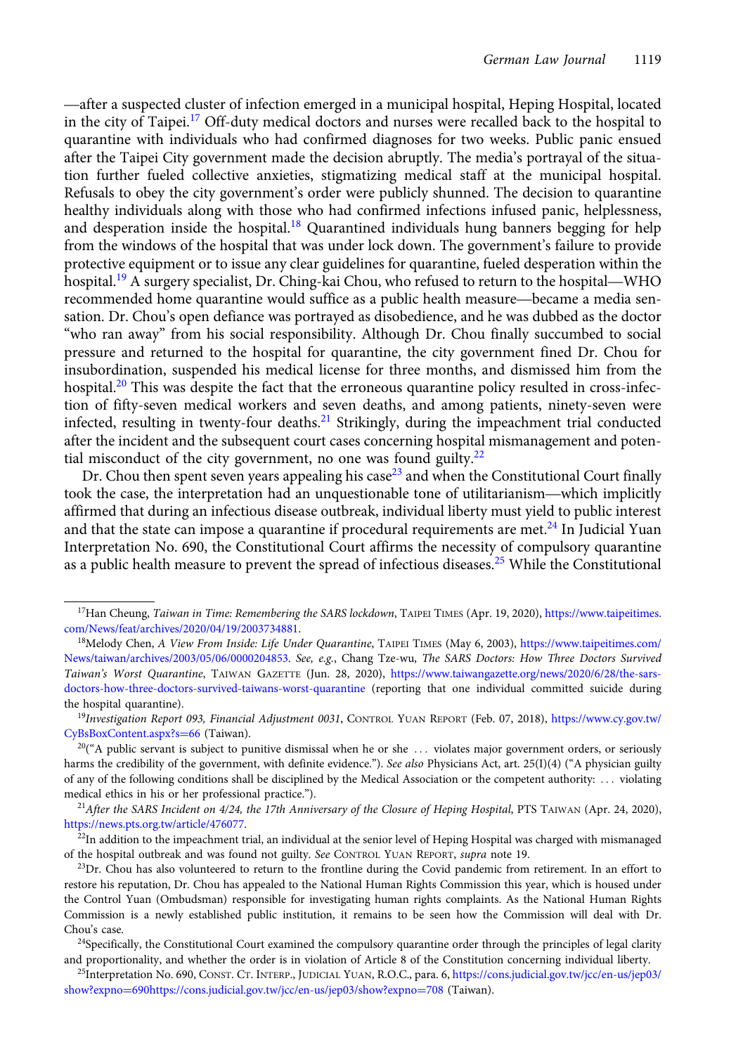—after a suspected cluster of infection emerged in a municipal hospital, Heping Hospital, located in the city of Taipei.[17] Off-duty medical doctors and nurses were recalled back to the hospital to quarantine with individuals who had confirmed diagnoses for two weeks. Public panic ensued after the Taipei City government made the decision abruptly. The media's portrayal of the situation further fueled collective anxieties, stigmatizing medical staff at the municipal hospital. Refusals to obey the city government's order were publicly shunned. The decision to quarantine healthy individuals along with those who had confirmed infections infused panic, helplessness, and desperation inside the hospital.[18] Quarantined individuals hung banners begging for help from the windows of the hospital that was under lock down. The government's failure to provide protective equipment or to issue any clear guidelines for quarantine, fueled desperation within the hospital.[19] A surgery specialist, Dr. Ching-kai Chou, who refused to return to the hospital—WHO recommended home quarantine would suffice as a public health measure—became a media sensation. Dr. Chou's open defiance was portrayed as disobedience, and he was dubbed as the doctor "who ran away" from his social responsibility. Although Dr. Chou finally succumbed to social pressure and returned to the hospital for quarantine, the city government fined Dr. Chou for insubordination, suspended his medical license for three months, and dismissed him from the hospital.[20] This was despite the fact that the erroneous quarantine policy resulted in cross-infection of fifty-seven medical workers and seven deaths, and among patients, ninety-seven were infected, resulting in twenty-four deaths.[21] Strikingly, during the impeachment trial conducted after the incident and the subsequent court cases concerning hospital mismanagement and potential misconduct of the city government, no one was found guilty.[22]

Dr. Chou then spent seven years appealing his case[23] and when the Constitutional Court finally took the case, the interpretation had an unquestionable tone of utilitarianism—which implicitly affirmed that during an infectious disease outbreak, individual liberty must yield to public interest and that the state can impose a quarantine if procedural requirements are met.[24] In Judicial Yuan Interpretation No. 690, the Constitutional Court affirms the necessity of compulsory quarantine as a public health measure to prevent the spread of infectious diseases.[25] While the Constitutional

---

[17]Han Cheung, *Taiwan in Time: Remembering the SARS lockdown*, TAIPEI TIMES (Apr. 19, 2020), https://www.taipeitimes.com/News/feat/archives/2020/04/19/2003734881.

[18]Melody Chen, *A View From Inside: Life Under Quarantine*, TAIPEI TIMES (May 6, 2003), https://www.taipeitimes.com/News/taiwan/archives/2003/05/06/0000204853. *See, e.g.*, Chang Tze-wu, *The SARS Doctors: How Three Doctors Survived Taiwan's Worst Quarantine*, TAIWAN GAZETTE (Jun. 28, 2020), https://www.taiwangazette.org/news/2020/6/28/the-sars-doctors-how-three-doctors-survived-taiwans-worst-quarantine (reporting that one individual committed suicide during the hospital quarantine).

[19]*Investigation Report 093, Financial Adjustment 0031*, CONTROL YUAN REPORT (Feb. 07, 2018), https://www.cy.gov.tw/CyBsBoxContent.aspx?s=66 (Taiwan).

[20]("A public servant is subject to punitive dismissal when he or she . . . violates major government orders, or seriously harms the credibility of the government, with definite evidence."). *See also* Physicians Act, art. 25(I)(4) ("A physician guilty of any of the following conditions shall be disciplined by the Medical Association or the competent authority: . . . violating medical ethics in his or her professional practice.").

[21]*After the SARS Incident on 4/24, the 17th Anniversary of the Closure of Heping Hospital*, PTS TAIWAN (Apr. 24, 2020), https://news.pts.org.tw/article/476077.

[22]In addition to the impeachment trial, an individual at the senior level of Heping Hospital was charged with mismanaged of the hospital outbreak and was found not guilty. *See* CONTROL YUAN REPORT, *supra* note 19.

[23]Dr. Chou has also volunteered to return to the frontline during the Covid pandemic from retirement. In an effort to restore his reputation, Dr. Chou has appealed to the National Human Rights Commission this year, which is housed under the Control Yuan (Ombudsman) responsible for investigating human rights complaints. As the National Human Rights Commission is a newly established public institution, it remains to be seen how the Commission will deal with Dr. Chou's case.

[24]Specifically, the Constitutional Court examined the compulsory quarantine order through the principles of legal clarity and proportionality, and whether the order is in violation of Article 8 of the Constitution concerning individual liberty.

[25]Interpretation No. 690, CONST. CT. INTERP., JUDICIAL YUAN, R.O.C., para. 6, https://cons.judicial.gov.tw/jcc/en-us/jep03/show?expno=690https://cons.judicial.gov.tw/jcc/en-us/jep03/show?expno=708 (Taiwan).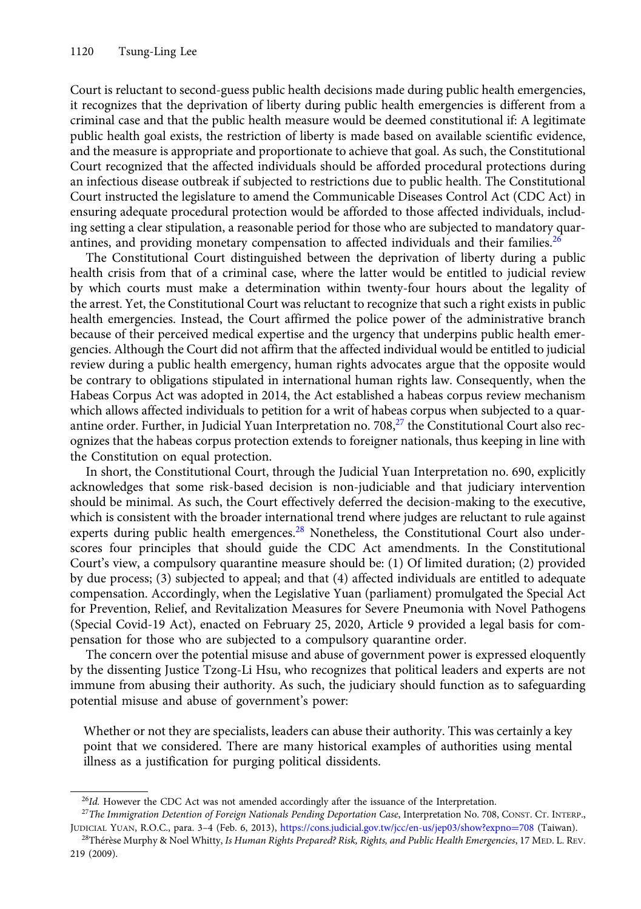Court is reluctant to second-guess public health decisions made during public health emergencies, it recognizes that the deprivation of liberty during public health emergencies is different from a criminal case and that the public health measure would be deemed constitutional if: A legitimate public health goal exists, the restriction of liberty is made based on available scientific evidence, and the measure is appropriate and proportionate to achieve that goal. As such, the Constitutional Court recognized that the affected individuals should be afforded procedural protections during an infectious disease outbreak if subjected to restrictions due to public health. The Constitutional Court instructed the legislature to amend the Communicable Diseases Control Act (CDC Act) in ensuring adequate procedural protection would be afforded to those affected individuals, including setting a clear stipulation, a reasonable period for those who are subjected to mandatory quarantines, and providing monetary compensation to affected individuals and their families.[26]

The Constitutional Court distinguished between the deprivation of liberty during a public health crisis from that of a criminal case, where the latter would be entitled to judicial review by which courts must make a determination within twenty-four hours about the legality of the arrest. Yet, the Constitutional Court was reluctant to recognize that such a right exists in public health emergencies. Instead, the Court affirmed the police power of the administrative branch because of their perceived medical expertise and the urgency that underpins public health emergencies. Although the Court did not affirm that the affected individual would be entitled to judicial review during a public health emergency, human rights advocates argue that the opposite would be contrary to obligations stipulated in international human rights law. Consequently, when the Habeas Corpus Act was adopted in 2014, the Act established a habeas corpus review mechanism which allows affected individuals to petition for a writ of habeas corpus when subjected to a quarantine order. Further, in Judicial Yuan Interpretation no. 708,[27] the Constitutional Court also recognizes that the habeas corpus protection extends to foreigner nationals, thus keeping in line with the Constitution on equal protection.

In short, the Constitutional Court, through the Judicial Yuan Interpretation no. 690, explicitly acknowledges that some risk-based decision is non-judiciable and that judiciary intervention should be minimal. As such, the Court effectively deferred the decision-making to the executive, which is consistent with the broader international trend where judges are reluctant to rule against experts during public health emergences.[28] Nonetheless, the Constitutional Court also underscores four principles that should guide the CDC Act amendments. In the Constitutional Court's view, a compulsory quarantine measure should be: (1) Of limited duration; (2) provided by due process; (3) subjected to appeal; and that (4) affected individuals are entitled to adequate compensation. Accordingly, when the Legislative Yuan (parliament) promulgated the Special Act for Prevention, Relief, and Revitalization Measures for Severe Pneumonia with Novel Pathogens (Special Covid-19 Act), enacted on February 25, 2020, Article 9 provided a legal basis for compensation for those who are subjected to a compulsory quarantine order.

The concern over the potential misuse and abuse of government power is expressed eloquently by the dissenting Justice Tzong-Li Hsu, who recognizes that political leaders and experts are not immune from abusing their authority. As such, the judiciary should function as to safeguarding potential misuse and abuse of government's power:

> Whether or not they are specialists, leaders can abuse their authority. This was certainly a key point that we considered. There are many historical examples of authorities using mental illness as a justification for purging political dissidents.

---

[26]*Id.* However the CDC Act was not amended accordingly after the issuance of the Interpretation.

[27]*The Immigration Detention of Foreign Nationals Pending Deportation Case*, Interpretation No. 708, Const. Ct. Interp., Judicial Yuan, R.O.C., para. 3–4 (Feb. 6, 2013), https://cons.judicial.gov.tw/jcc/en-us/jep03/show?expno=708 (Taiwan).

[28]Thérèse Murphy & Noel Whitty, *Is Human Rights Prepared? Risk, Rights, and Public Health Emergencies*, 17 Med. L. Rev. 219 (2009).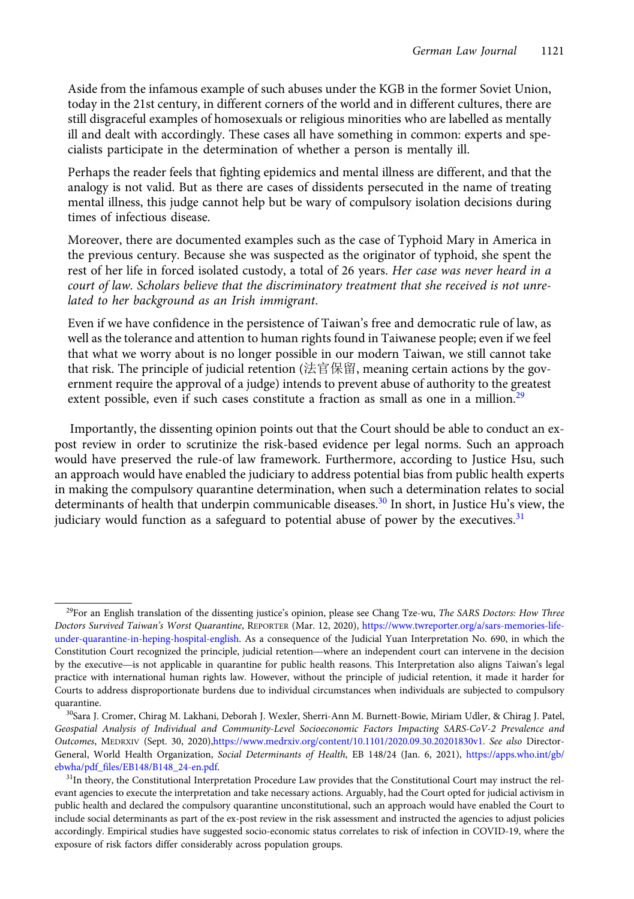> Aside from the infamous example of such abuses under the KGB in the former Soviet Union, today in the 21st century, in different corners of the world and in different cultures, there are still disgraceful examples of homosexuals or religious minorities who are labelled as mentally ill and dealt with accordingly. These cases all have something in common: experts and specialists participate in the determination of whether a person is mentally ill.
>
> Perhaps the reader feels that fighting epidemics and mental illness are different, and that the analogy is not valid. But as there are cases of dissidents persecuted in the name of treating mental illness, this judge cannot help but be wary of compulsory isolation decisions during times of infectious disease.
>
> Moreover, there are documented examples such as the case of Typhoid Mary in America in the previous century. Because she was suspected as the originator of typhoid, she spent the rest of her life in forced isolated custody, a total of 26 years. *Her case was never heard in a court of law. Scholars believe that the discriminatory treatment that she received is not unrelated to her background as an Irish immigrant*.
>
> Even if we have confidence in the persistence of Taiwan's free and democratic rule of law, as well as the tolerance and attention to human rights found in Taiwanese people; even if we feel that what we worry about is no longer possible in our modern Taiwan, we still cannot take that risk. The principle of judicial retention (法官保留, meaning certain actions by the government require the approval of a judge) intends to prevent abuse of authority to the greatest extent possible, even if such cases constitute a fraction as small as one in a million.[29]

Importantly, the dissenting opinion points out that the Court should be able to conduct an ex-post review in order to scrutinize the risk-based evidence per legal norms. Such an approach would have preserved the rule-of law framework. Furthermore, according to Justice Hsu, such an approach would have enabled the judiciary to address potential bias from public health experts in making the compulsory quarantine determination, when such a determination relates to social determinants of health that underpin communicable diseases.[30] In short, in Justice Hu's view, the judiciary would function as a safeguard to potential abuse of power by the executives.[31]

---

[29]For an English translation of the dissenting justice's opinion, please see Chang Tze-wu, *The SARS Doctors: How Three Doctors Survived Taiwan's Worst Quarantine*, REPORTER (Mar. 12, 2020), https://www.twreporter.org/a/sars-memories-life-under-quarantine-in-heping-hospital-english. As a consequence of the Judicial Yuan Interpretation No. 690, in which the Constitution Court recognized the principle, judicial retention—where an independent court can intervene in the decision by the executive—is not applicable in quarantine for public health reasons. This Interpretation also aligns Taiwan's legal practice with international human rights law. However, without the principle of judicial retention, it made it harder for Courts to address disproportionate burdens due to individual circumstances when individuals are subjected to compulsory quarantine.

[30]Sara J. Cromer, Chirag M. Lakhani, Deborah J. Wexler, Sherri-Ann M. Burnett-Bowie, Miriam Udler, & Chirag J. Patel, *Geospatial Analysis of Individual and Community-Level Socioeconomic Factors Impacting SARS-CoV-2 Prevalence and Outcomes*, MEDRXIV (Sept. 30, 2020),https://www.medrxiv.org/content/10.1101/2020.09.30.20201830v1. *See also* Director-General, World Health Organization, *Social Determinants of Health*, EB 148/24 (Jan. 6, 2021), https://apps.who.int/gb/ebwha/pdf_files/EB148/B148_24-en.pdf.

[31]In theory, the Constitutional Interpretation Procedure Law provides that the Constitutional Court may instruct the relevant agencies to execute the interpretation and take necessary actions. Arguably, had the Court opted for judicial activism in public health and declared the compulsory quarantine unconstitutional, such an approach would have enabled the Court to include social determinants as part of the ex-post review in the risk assessment and instructed the agencies to adjust policies accordingly. Empirical studies have suggested socio-economic status correlates to risk of infection in COVID-19, where the exposure of risk factors differ considerably across population groups.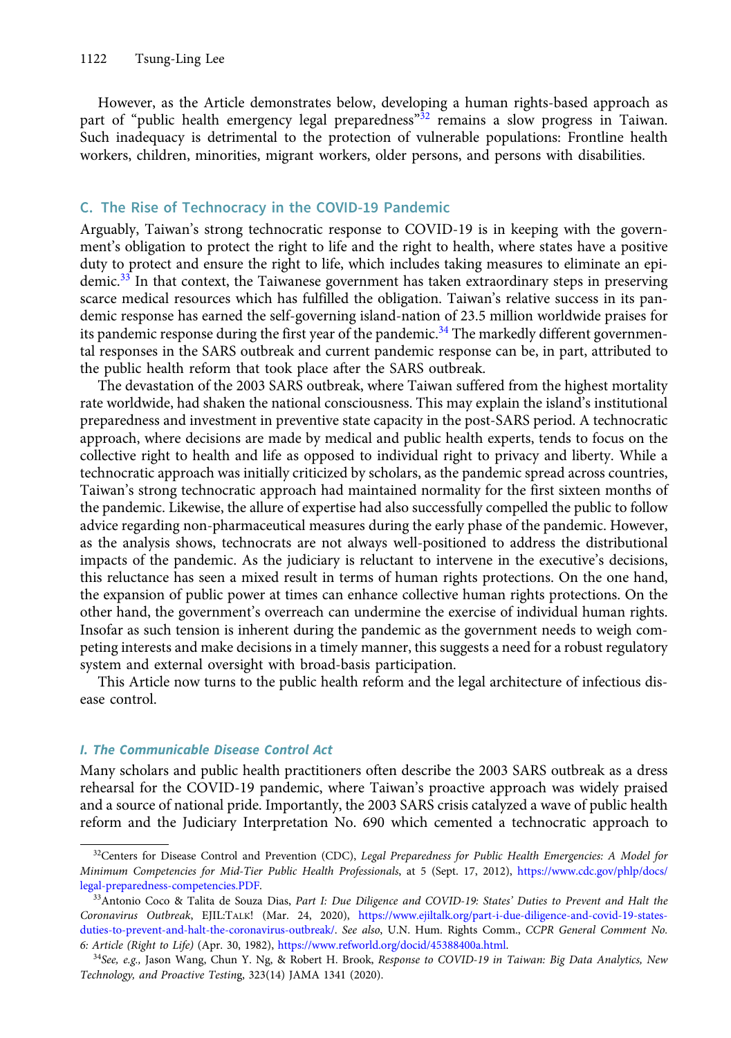However, as the Article demonstrates below, developing a human rights-based approach as part of "public health emergency legal preparedness"[32] remains a slow progress in Taiwan. Such inadequacy is detrimental to the protection of vulnerable populations: Frontline health workers, children, minorities, migrant workers, older persons, and persons with disabilities.

## C. The Rise of Technocracy in the COVID-19 Pandemic

Arguably, Taiwan's strong technocratic response to COVID-19 is in keeping with the government's obligation to protect the right to life and the right to health, where states have a positive duty to protect and ensure the right to life, which includes taking measures to eliminate an epidemic.[33] In that context, the Taiwanese government has taken extraordinary steps in preserving scarce medical resources which has fulfilled the obligation. Taiwan's relative success in its pandemic response has earned the self-governing island-nation of 23.5 million worldwide praises for its pandemic response during the first year of the pandemic.[34] The markedly different governmental responses in the SARS outbreak and current pandemic response can be, in part, attributed to the public health reform that took place after the SARS outbreak.

The devastation of the 2003 SARS outbreak, where Taiwan suffered from the highest mortality rate worldwide, had shaken the national consciousness. This may explain the island's institutional preparedness and investment in preventive state capacity in the post-SARS period. A technocratic approach, where decisions are made by medical and public health experts, tends to focus on the collective right to health and life as opposed to individual right to privacy and liberty. While a technocratic approach was initially criticized by scholars, as the pandemic spread across countries, Taiwan's strong technocratic approach had maintained normality for the first sixteen months of the pandemic. Likewise, the allure of expertise had also successfully compelled the public to follow advice regarding non-pharmaceutical measures during the early phase of the pandemic. However, as the analysis shows, technocrats are not always well-positioned to address the distributional impacts of the pandemic. As the judiciary is reluctant to intervene in the executive's decisions, this reluctance has seen a mixed result in terms of human rights protections. On the one hand, the expansion of public power at times can enhance collective human rights protections. On the other hand, the government's overreach can undermine the exercise of individual human rights. Insofar as such tension is inherent during the pandemic as the government needs to weigh competing interests and make decisions in a timely manner, this suggests a need for a robust regulatory system and external oversight with broad-basis participation.

This Article now turns to the public health reform and the legal architecture of infectious disease control.

### *I. The Communicable Disease Control Act*

Many scholars and public health practitioners often describe the 2003 SARS outbreak as a dress rehearsal for the COVID-19 pandemic, where Taiwan's proactive approach was widely praised and a source of national pride. Importantly, the 2003 SARS crisis catalyzed a wave of public health reform and the Judiciary Interpretation No. 690 which cemented a technocratic approach to

---

[32] Centers for Disease Control and Prevention (CDC), *Legal Preparedness for Public Health Emergencies: A Model for Minimum Competencies for Mid-Tier Public Health Professionals*, at 5 (Sept. 17, 2012), https://www.cdc.gov/phlp/docs/legal-preparedness-competencies.PDF.

[33] Antonio Coco & Talita de Souza Dias, *Part I: Due Diligence and COVID-19: States' Duties to Prevent and Halt the Coronavirus Outbreak*, EJIL:TALK! (Mar. 24, 2020), https://www.ejiltalk.org/part-i-due-diligence-and-covid-19-states-duties-to-prevent-and-halt-the-coronavirus-outbreak/. *See also*, U.N. Hum. Rights Comm., *CCPR General Comment No. 6: Article (Right to Life)* (Apr. 30, 1982), https://www.refworld.org/docid/45388400a.html.

[34] *See, e.g.,* Jason Wang, Chun Y. Ng, & Robert H. Brook, *Response to COVID-19 in Taiwan: Big Data Analytics, New Technology, and Proactive Testing*, 323(14) JAMA 1341 (2020).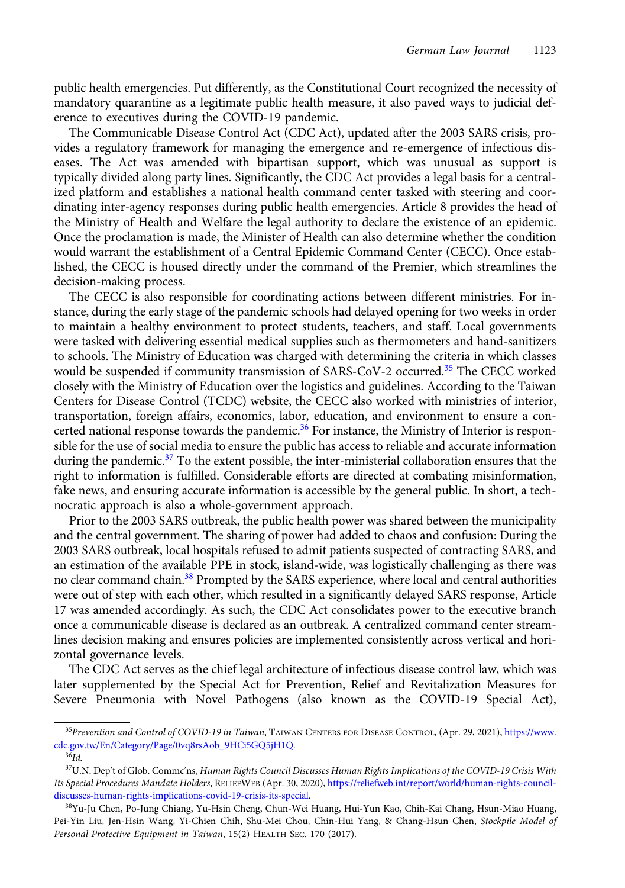public health emergencies. Put differently, as the Constitutional Court recognized the necessity of mandatory quarantine as a legitimate public health measure, it also paved ways to judicial deference to executives during the COVID-19 pandemic.

The Communicable Disease Control Act (CDC Act), updated after the 2003 SARS crisis, provides a regulatory framework for managing the emergence and re-emergence of infectious diseases. The Act was amended with bipartisan support, which was unusual as support is typically divided along party lines. Significantly, the CDC Act provides a legal basis for a centralized platform and establishes a national health command center tasked with steering and coordinating inter-agency responses during public health emergencies. Article 8 provides the head of the Ministry of Health and Welfare the legal authority to declare the existence of an epidemic. Once the proclamation is made, the Minister of Health can also determine whether the condition would warrant the establishment of a Central Epidemic Command Center (CECC). Once established, the CECC is housed directly under the command of the Premier, which streamlines the decision-making process.

The CECC is also responsible for coordinating actions between different ministries. For instance, during the early stage of the pandemic schools had delayed opening for two weeks in order to maintain a healthy environment to protect students, teachers, and staff. Local governments were tasked with delivering essential medical supplies such as thermometers and hand-sanitizers to schools. The Ministry of Education was charged with determining the criteria in which classes would be suspended if community transmission of SARS-CoV-2 occurred.[35] The CECC worked closely with the Ministry of Education over the logistics and guidelines. According to the Taiwan Centers for Disease Control (TCDC) website, the CECC also worked with ministries of interior, transportation, foreign affairs, economics, labor, education, and environment to ensure a concerted national response towards the pandemic.[36] For instance, the Ministry of Interior is responsible for the use of social media to ensure the public has access to reliable and accurate information during the pandemic.[37] To the extent possible, the inter-ministerial collaboration ensures that the right to information is fulfilled. Considerable efforts are directed at combating misinformation, fake news, and ensuring accurate information is accessible by the general public. In short, a technocratic approach is also a whole-government approach.

Prior to the 2003 SARS outbreak, the public health power was shared between the municipality and the central government. The sharing of power had added to chaos and confusion: During the 2003 SARS outbreak, local hospitals refused to admit patients suspected of contracting SARS, and an estimation of the available PPE in stock, island-wide, was logistically challenging as there was no clear command chain.[38] Prompted by the SARS experience, where local and central authorities were out of step with each other, which resulted in a significantly delayed SARS response, Article 17 was amended accordingly. As such, the CDC Act consolidates power to the executive branch once a communicable disease is declared as an outbreak. A centralized command center streamlines decision making and ensures policies are implemented consistently across vertical and horizontal governance levels.

The CDC Act serves as the chief legal architecture of infectious disease control law, which was later supplemented by the Special Act for Prevention, Relief and Revitalization Measures for Severe Pneumonia with Novel Pathogens (also known as the COVID-19 Special Act),

---

[35] *Prevention and Control of COVID-19 in Taiwan*, Taiwan Centers for Disease Control, (Apr. 29, 2021), https://www.cdc.gov.tw/En/Category/Page/0vq8rsAob_9HCi5GQ5jH1Q.

[36] *Id.*

[37] U.N. Dep't of Glob. Commc'ns, *Human Rights Council Discusses Human Rights Implications of the COVID-19 Crisis With Its Special Procedures Mandate Holders*, ReliefWeb (Apr. 30, 2020), https://reliefweb.int/report/world/human-rights-council-discusses-human-rights-implications-covid-19-crisis-its-special.

[38] Yu-Ju Chen, Po-Jung Chiang, Yu-Hsin Cheng, Chun-Wei Huang, Hui-Yun Kao, Chih-Kai Chang, Hsun-Miao Huang, Pei-Yin Liu, Jen-Hsin Wang, Yi-Chien Chih, Shu-Mei Chou, Chin-Hui Yang, & Chang-Hsun Chen, *Stockpile Model of Personal Protective Equipment in Taiwan*, 15(2) Health Sec. 170 (2017).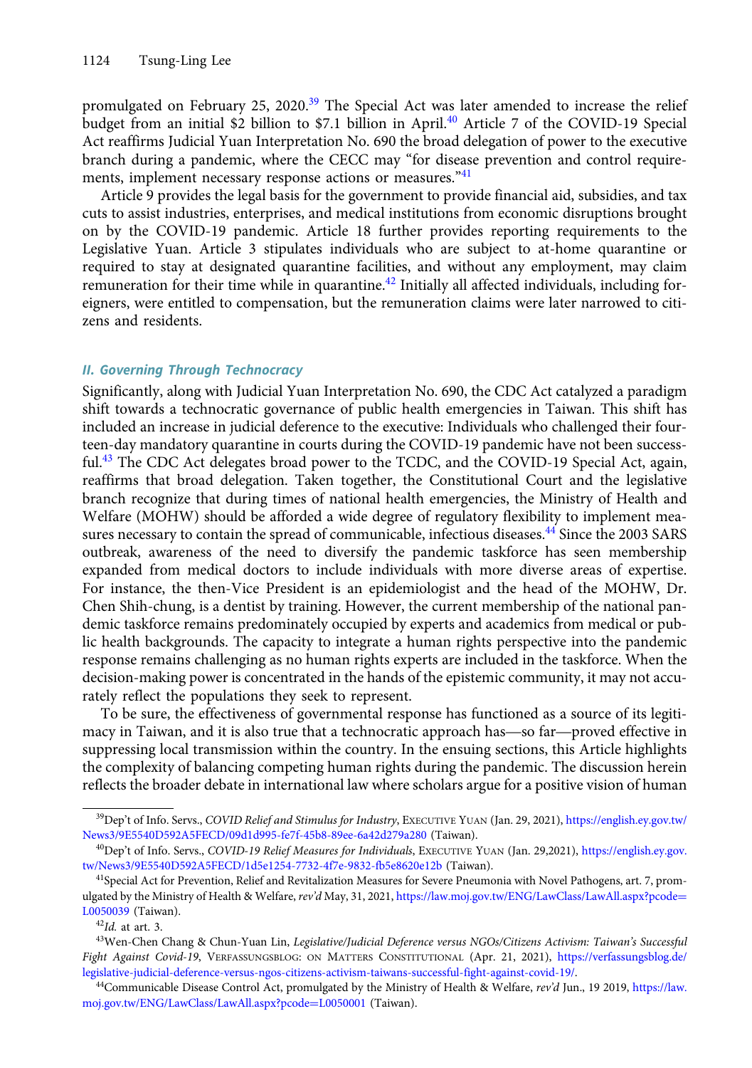promulgated on February 25, 2020.[39] The Special Act was later amended to increase the relief budget from an initial $2 billion to $7.1 billion in April.[40] Article 7 of the COVID-19 Special Act reaffirms Judicial Yuan Interpretation No. 690 the broad delegation of power to the executive branch during a pandemic, where the CECC may "for disease prevention and control requirements, implement necessary response actions or measures."[41]

Article 9 provides the legal basis for the government to provide financial aid, subsidies, and tax cuts to assist industries, enterprises, and medical institutions from economic disruptions brought on by the COVID-19 pandemic. Article 18 further provides reporting requirements to the Legislative Yuan. Article 3 stipulates individuals who are subject to at-home quarantine or required to stay at designated quarantine facilities, and without any employment, may claim remuneration for their time while in quarantine.[42] Initially all affected individuals, including foreigners, were entitled to compensation, but the remuneration claims were later narrowed to citizens and residents.

### *II. Governing Through Technocracy*

Significantly, along with Judicial Yuan Interpretation No. 690, the CDC Act catalyzed a paradigm shift towards a technocratic governance of public health emergencies in Taiwan. This shift has included an increase in judicial deference to the executive: Individuals who challenged their fourteen-day mandatory quarantine in courts during the COVID-19 pandemic have not been successful.[43] The CDC Act delegates broad power to the TCDC, and the COVID-19 Special Act, again, reaffirms that broad delegation. Taken together, the Constitutional Court and the legislative branch recognize that during times of national health emergencies, the Ministry of Health and Welfare (MOHW) should be afforded a wide degree of regulatory flexibility to implement measures necessary to contain the spread of communicable, infectious diseases.[44] Since the 2003 SARS outbreak, awareness of the need to diversify the pandemic taskforce has seen membership expanded from medical doctors to include individuals with more diverse areas of expertise. For instance, the then-Vice President is an epidemiologist and the head of the MOHW, Dr. Chen Shih-chung, is a dentist by training. However, the current membership of the national pandemic taskforce remains predominately occupied by experts and academics from medical or public health backgrounds. The capacity to integrate a human rights perspective into the pandemic response remains challenging as no human rights experts are included in the taskforce. When the decision-making power is concentrated in the hands of the epistemic community, it may not accurately reflect the populations they seek to represent.

To be sure, the effectiveness of governmental response has functioned as a source of its legitimacy in Taiwan, and it is also true that a technocratic approach has—so far—proved effective in suppressing local transmission within the country. In the ensuing sections, this Article highlights the complexity of balancing competing human rights during the pandemic. The discussion herein reflects the broader debate in international law where scholars argue for a positive vision of human

---

[39] Dep't of Info. Servs., *COVID Relief and Stimulus for Industry*, Executive Yuan (Jan. 29, 2021), https://english.ey.gov.tw/News3/9E5540D592A5FECD/09d1d995-fe7f-45b8-89ee-6a42d279a280 (Taiwan).

[40] Dep't of Info. Servs., *COVID-19 Relief Measures for Individuals*, Executive Yuan (Jan. 29,2021), https://english.ey.gov.tw/News3/9E5540D592A5FECD/1d5e1254-7732-4f7e-9832-fb5e8620e12b (Taiwan).

[41] Special Act for Prevention, Relief and Revitalization Measures for Severe Pneumonia with Novel Pathogens, art. 7, promulgated by the Ministry of Health & Welfare, *rev'd* May, 31, 2021, https://law.moj.gov.tw/ENG/LawClass/LawAll.aspx?pcode=L0050039 (Taiwan).

[42] *Id.* at art. 3.

[43] Wen-Chen Chang & Chun-Yuan Lin, *Legislative/Judicial Deference versus NGOs/Citizens Activism: Taiwan's Successful Fight Against Covid-19*, Verfassungsblog: on Matters Constitutional (Apr. 21, 2021), https://verfassungsblog.de/legislative-judicial-deference-versus-ngos-citizens-activism-taiwans-successful-fight-against-covid-19/.

[44] Communicable Disease Control Act, promulgated by the Ministry of Health & Welfare, *rev'd* Jun., 19 2019, https://law.moj.gov.tw/ENG/LawClass/LawAll.aspx?pcode=L0050001 (Taiwan).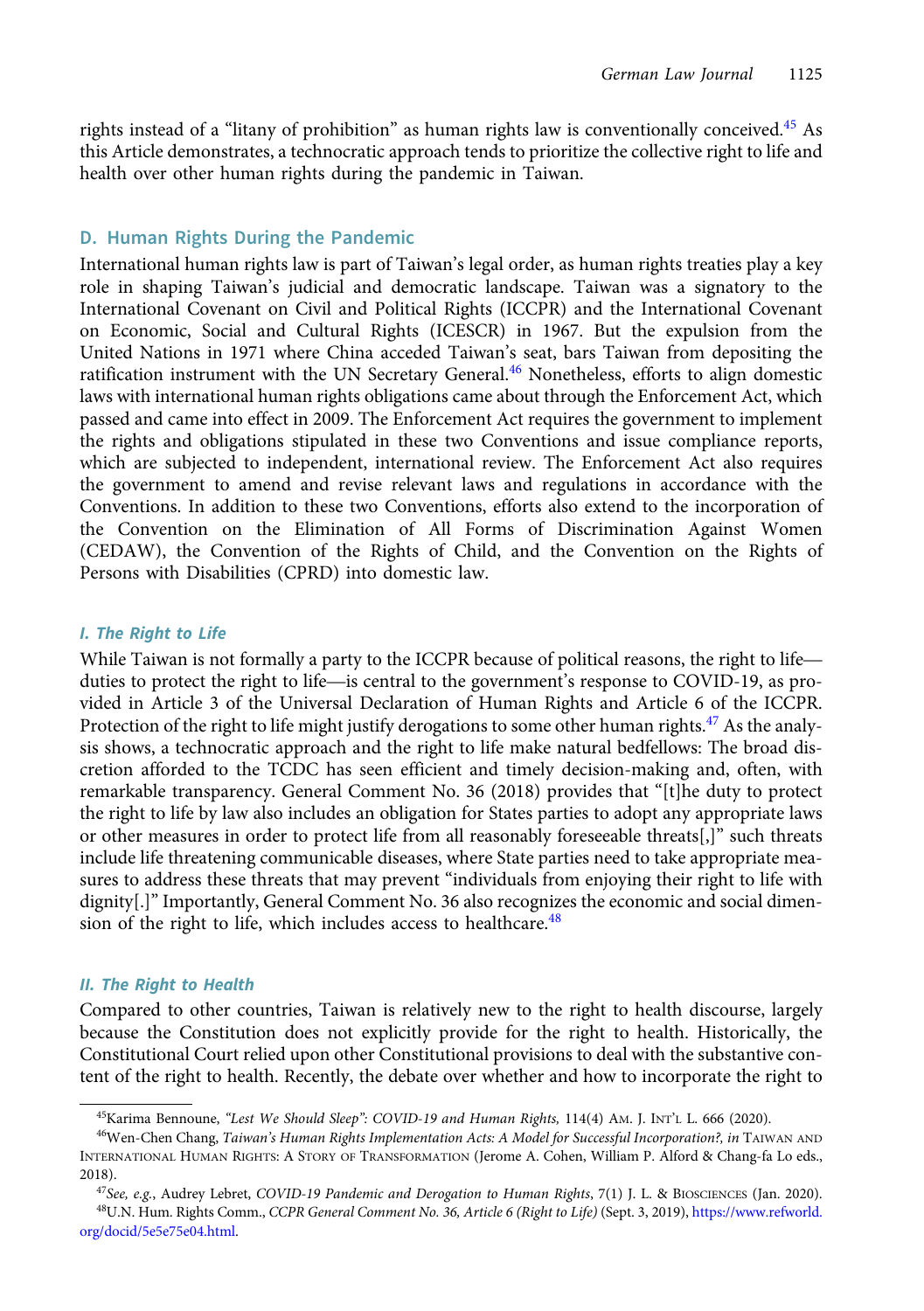rights instead of a "litany of prohibition" as human rights law is conventionally conceived.[45] As this Article demonstrates, a technocratic approach tends to prioritize the collective right to life and health over other human rights during the pandemic in Taiwan.

## D. Human Rights During the Pandemic

International human rights law is part of Taiwan's legal order, as human rights treaties play a key role in shaping Taiwan's judicial and democratic landscape. Taiwan was a signatory to the International Covenant on Civil and Political Rights (ICCPR) and the International Covenant on Economic, Social and Cultural Rights (ICESCR) in 1967. But the expulsion from the United Nations in 1971 where China acceded Taiwan's seat, bars Taiwan from depositing the ratification instrument with the UN Secretary General.[46] Nonetheless, efforts to align domestic laws with international human rights obligations came about through the Enforcement Act, which passed and came into effect in 2009. The Enforcement Act requires the government to implement the rights and obligations stipulated in these two Conventions and issue compliance reports, which are subjected to independent, international review. The Enforcement Act also requires the government to amend and revise relevant laws and regulations in accordance with the Conventions. In addition to these two Conventions, efforts also extend to the incorporation of the Convention on the Elimination of All Forms of Discrimination Against Women (CEDAW), the Convention of the Rights of Child, and the Convention on the Rights of Persons with Disabilities (CPRD) into domestic law.

### *I. The Right to Life*

While Taiwan is not formally a party to the ICCPR because of political reasons, the right to life—duties to protect the right to life—is central to the government's response to COVID-19, as provided in Article 3 of the Universal Declaration of Human Rights and Article 6 of the ICCPR. Protection of the right to life might justify derogations to some other human rights.[47] As the analysis shows, a technocratic approach and the right to life make natural bedfellows: The broad discretion afforded to the TCDC has seen efficient and timely decision-making and, often, with remarkable transparency. General Comment No. 36 (2018) provides that "[t]he duty to protect the right to life by law also includes an obligation for States parties to adopt any appropriate laws or other measures in order to protect life from all reasonably foreseeable threats[,]" such threats include life threatening communicable diseases, where State parties need to take appropriate measures to address these threats that may prevent "individuals from enjoying their right to life with dignity[.]" Importantly, General Comment No. 36 also recognizes the economic and social dimension of the right to life, which includes access to healthcare.[48]

### *II. The Right to Health*

Compared to other countries, Taiwan is relatively new to the right to health discourse, largely because the Constitution does not explicitly provide for the right to health. Historically, the Constitutional Court relied upon other Constitutional provisions to deal with the substantive content of the right to health. Recently, the debate over whether and how to incorporate the right to

---

[45]Karima Bennoune, *"Lest We Should Sleep": COVID-19 and Human Rights,* 114(4) AM. J. INT'L L. 666 (2020).

[46]Wen-Chen Chang, *Taiwan's Human Rights Implementation Acts: A Model for Successful Incorporation?, in* TAIWAN AND INTERNATIONAL HUMAN RIGHTS: A STORY OF TRANSFORMATION (Jerome A. Cohen, William P. Alford & Chang-fa Lo eds., 2018).

[47]*See, e.g.*, Audrey Lebret, *COVID-19 Pandemic and Derogation to Human Rights*, 7(1) J. L. & BIOSCIENCES (Jan. 2020).

[48]U.N. Hum. Rights Comm., *CCPR General Comment No. 36, Article 6 (Right to Life)* (Sept. 3, 2019), https://www.refworld.org/docid/5e5e75e04.html.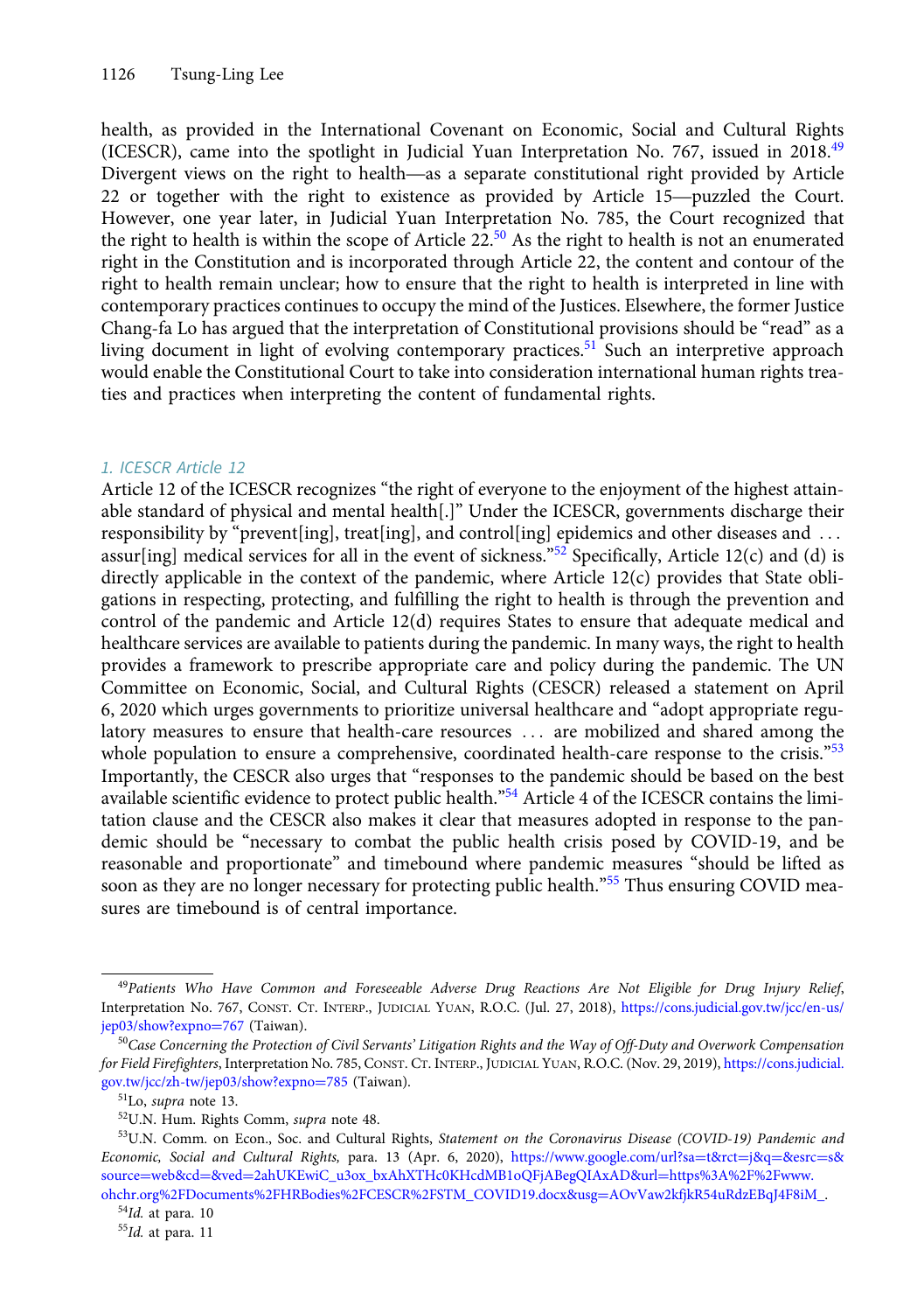health, as provided in the International Covenant on Economic, Social and Cultural Rights (ICESCR), came into the spotlight in Judicial Yuan Interpretation No. 767, issued in 2018.[49] Divergent views on the right to health—as a separate constitutional right provided by Article 22 or together with the right to existence as provided by Article 15—puzzled the Court. However, one year later, in Judicial Yuan Interpretation No. 785, the Court recognized that the right to health is within the scope of Article 22.[50] As the right to health is not an enumerated right in the Constitution and is incorporated through Article 22, the content and contour of the right to health remain unclear; how to ensure that the right to health is interpreted in line with contemporary practices continues to occupy the mind of the Justices. Elsewhere, the former Justice Chang-fa Lo has argued that the interpretation of Constitutional provisions should be "read" as a living document in light of evolving contemporary practices.[51] Such an interpretive approach would enable the Constitutional Court to take into consideration international human rights treaties and practices when interpreting the content of fundamental rights.

### 1. ICESCR Article 12

Article 12 of the ICESCR recognizes "the right of everyone to the enjoyment of the highest attainable standard of physical and mental health[.]" Under the ICESCR, governments discharge their responsibility by "prevent[ing], treat[ing], and control[ing] epidemics and other diseases and … assur[ing] medical services for all in the event of sickness."[52] Specifically, Article 12(c) and (d) is directly applicable in the context of the pandemic, where Article 12(c) provides that State obligations in respecting, protecting, and fulfilling the right to health is through the prevention and control of the pandemic and Article 12(d) requires States to ensure that adequate medical and healthcare services are available to patients during the pandemic. In many ways, the right to health provides a framework to prescribe appropriate care and policy during the pandemic. The UN Committee on Economic, Social, and Cultural Rights (CESCR) released a statement on April 6, 2020 which urges governments to prioritize universal healthcare and "adopt appropriate regulatory measures to ensure that health-care resources … are mobilized and shared among the whole population to ensure a comprehensive, coordinated health-care response to the crisis."[53] Importantly, the CESCR also urges that "responses to the pandemic should be based on the best available scientific evidence to protect public health."[54] Article 4 of the ICESCR contains the limitation clause and the CESCR also makes it clear that measures adopted in response to the pandemic should be "necessary to combat the public health crisis posed by COVID-19, and be reasonable and proportionate" and timebound where pandemic measures "should be lifted as soon as they are no longer necessary for protecting public health."[55] Thus ensuring COVID measures are timebound is of central importance.

---

[49] *Patients Who Have Common and Foreseeable Adverse Drug Reactions Are Not Eligible for Drug Injury Relief*, Interpretation No. 767, CONST. CT. INTERP., JUDICIAL YUAN, R.O.C. (Jul. 27, 2018), https://cons.judicial.gov.tw/jcc/en-us/jep03/show?expno=767 (Taiwan).

[50] *Case Concerning the Protection of Civil Servants' Litigation Rights and the Way of Off-Duty and Overwork Compensation for Field Firefighters*, Interpretation No. 785, CONST. CT. INTERP., JUDICIAL YUAN, R.O.C. (Nov. 29, 2019), https://cons.judicial.gov.tw/jcc/zh-tw/jep03/show?expno=785 (Taiwan).

[51] Lo, *supra* note 13.

[52] U.N. Hum. Rights Comm, *supra* note 48.

[53] U.N. Comm. on Econ., Soc. and Cultural Rights, *Statement on the Coronavirus Disease (COVID-19) Pandemic and Economic, Social and Cultural Rights,* para. 13 (Apr. 6, 2020), https://www.google.com/url?sa=t&rct=j&q=&esrc=s&source=web&cd=&ved=2ahUKEwiC_u3ox_bxAhXTHc0KHcdMB1oQFjABegQIAxAD&url=https%3A%2F%2Fwww.ohchr.org%2FDocuments%2FHRBodies%2FCESCR%2FSTM_COVID19.docx&usg=AOvVaw2kfjkR54uRdzEBqJ4F8iM_.

[54] *Id.* at para. 10

[55] *Id.* at para. 11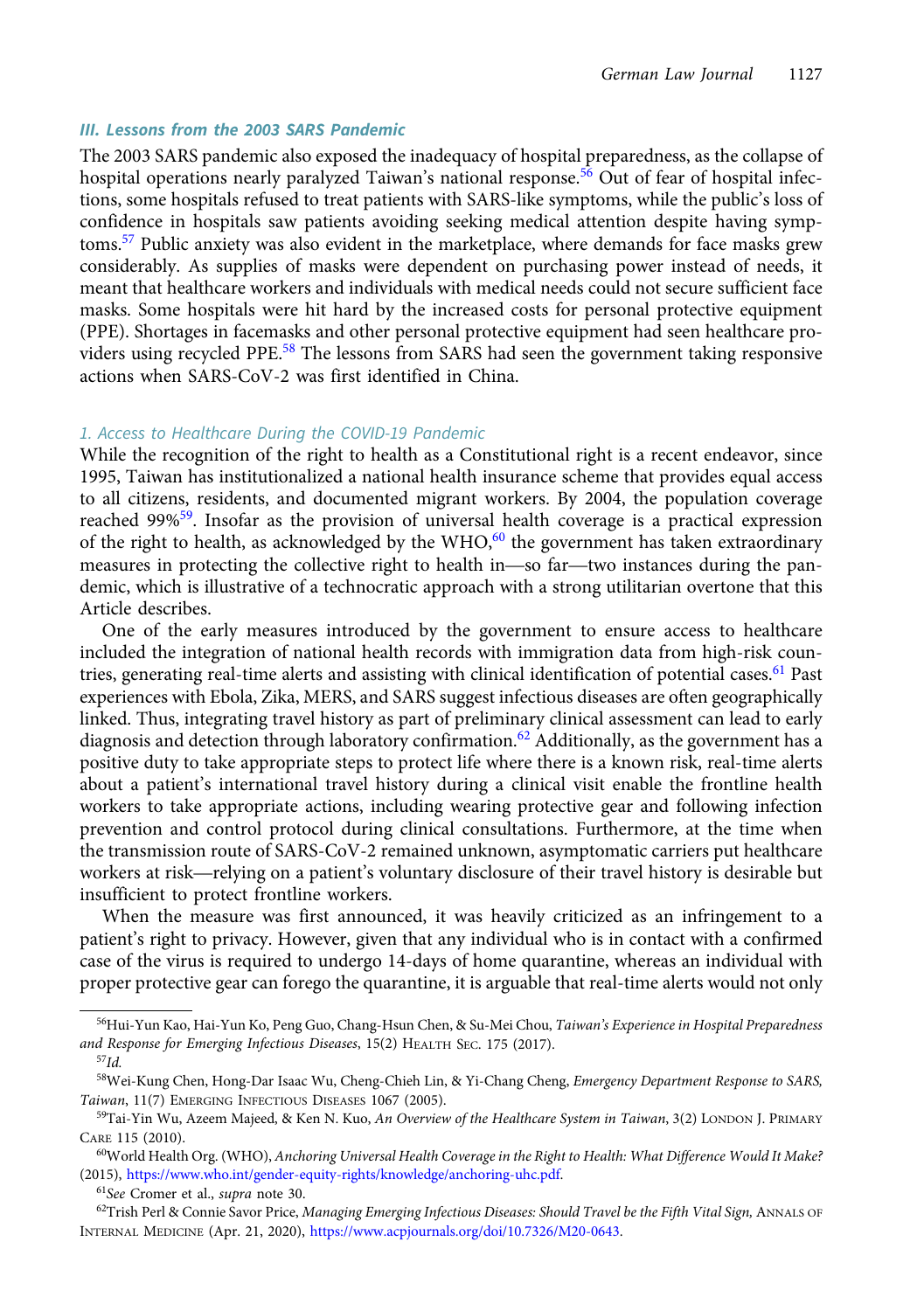### *III. Lessons from the 2003 SARS Pandemic*

The 2003 SARS pandemic also exposed the inadequacy of hospital preparedness, as the collapse of hospital operations nearly paralyzed Taiwan's national response.[56] Out of fear of hospital infections, some hospitals refused to treat patients with SARS-like symptoms, while the public's loss of confidence in hospitals saw patients avoiding seeking medical attention despite having symptoms.[57] Public anxiety was also evident in the marketplace, where demands for face masks grew considerably. As supplies of masks were dependent on purchasing power instead of needs, it meant that healthcare workers and individuals with medical needs could not secure sufficient face masks. Some hospitals were hit hard by the increased costs for personal protective equipment (PPE). Shortages in facemasks and other personal protective equipment had seen healthcare providers using recycled PPE.[58] The lessons from SARS had seen the government taking responsive actions when SARS-CoV-2 was first identified in China.

#### *1. Access to Healthcare During the COVID-19 Pandemic*

While the recognition of the right to health as a Constitutional right is a recent endeavor, since 1995, Taiwan has institutionalized a national health insurance scheme that provides equal access to all citizens, residents, and documented migrant workers. By 2004, the population coverage reached 99%[59]. Insofar as the provision of universal health coverage is a practical expression of the right to health, as acknowledged by the WHO,[60] the government has taken extraordinary measures in protecting the collective right to health in—so far—two instances during the pandemic, which is illustrative of a technocratic approach with a strong utilitarian overtone that this Article describes.

One of the early measures introduced by the government to ensure access to healthcare included the integration of national health records with immigration data from high-risk countries, generating real-time alerts and assisting with clinical identification of potential cases.[61] Past experiences with Ebola, Zika, MERS, and SARS suggest infectious diseases are often geographically linked. Thus, integrating travel history as part of preliminary clinical assessment can lead to early diagnosis and detection through laboratory confirmation.[62] Additionally, as the government has a positive duty to take appropriate steps to protect life where there is a known risk, real-time alerts about a patient's international travel history during a clinical visit enable the frontline health workers to take appropriate actions, including wearing protective gear and following infection prevention and control protocol during clinical consultations. Furthermore, at the time when the transmission route of SARS-CoV-2 remained unknown, asymptomatic carriers put healthcare workers at risk—relying on a patient's voluntary disclosure of their travel history is desirable but insufficient to protect frontline workers.

When the measure was first announced, it was heavily criticized as an infringement to a patient's right to privacy. However, given that any individual who is in contact with a confirmed case of the virus is required to undergo 14-days of home quarantine, whereas an individual with proper protective gear can forego the quarantine, it is arguable that real-time alerts would not only

---

[56] Hui-Yun Kao, Hai-Yun Ko, Peng Guo, Chang-Hsun Chen, & Su-Mei Chou, *Taiwan's Experience in Hospital Preparedness and Response for Emerging Infectious Diseases*, 15(2) HEALTH SEC. 175 (2017).

[57] *Id.*

[58] Wei-Kung Chen, Hong-Dar Isaac Wu, Cheng-Chieh Lin, & Yi-Chang Cheng, *Emergency Department Response to SARS, Taiwan*, 11(7) EMERGING INFECTIOUS DISEASES 1067 (2005).

[59] Tai-Yin Wu, Azeem Majeed, & Ken N. Kuo, *An Overview of the Healthcare System in Taiwan*, 3(2) LONDON J. PRIMARY CARE 115 (2010).

[60] World Health Org. (WHO), *Anchoring Universal Health Coverage in the Right to Health: What Difference Would It Make?* (2015), https://www.who.int/gender-equity-rights/knowledge/anchoring-uhc.pdf.

[61] *See* Cromer et al., *supra* note 30.

[62] Trish Perl & Connie Savor Price, *Managing Emerging Infectious Diseases: Should Travel be the Fifth Vital Sign,* ANNALS OF INTERNAL MEDICINE (Apr. 21, 2020), https://www.acpjournals.org/doi/10.7326/M20-0643.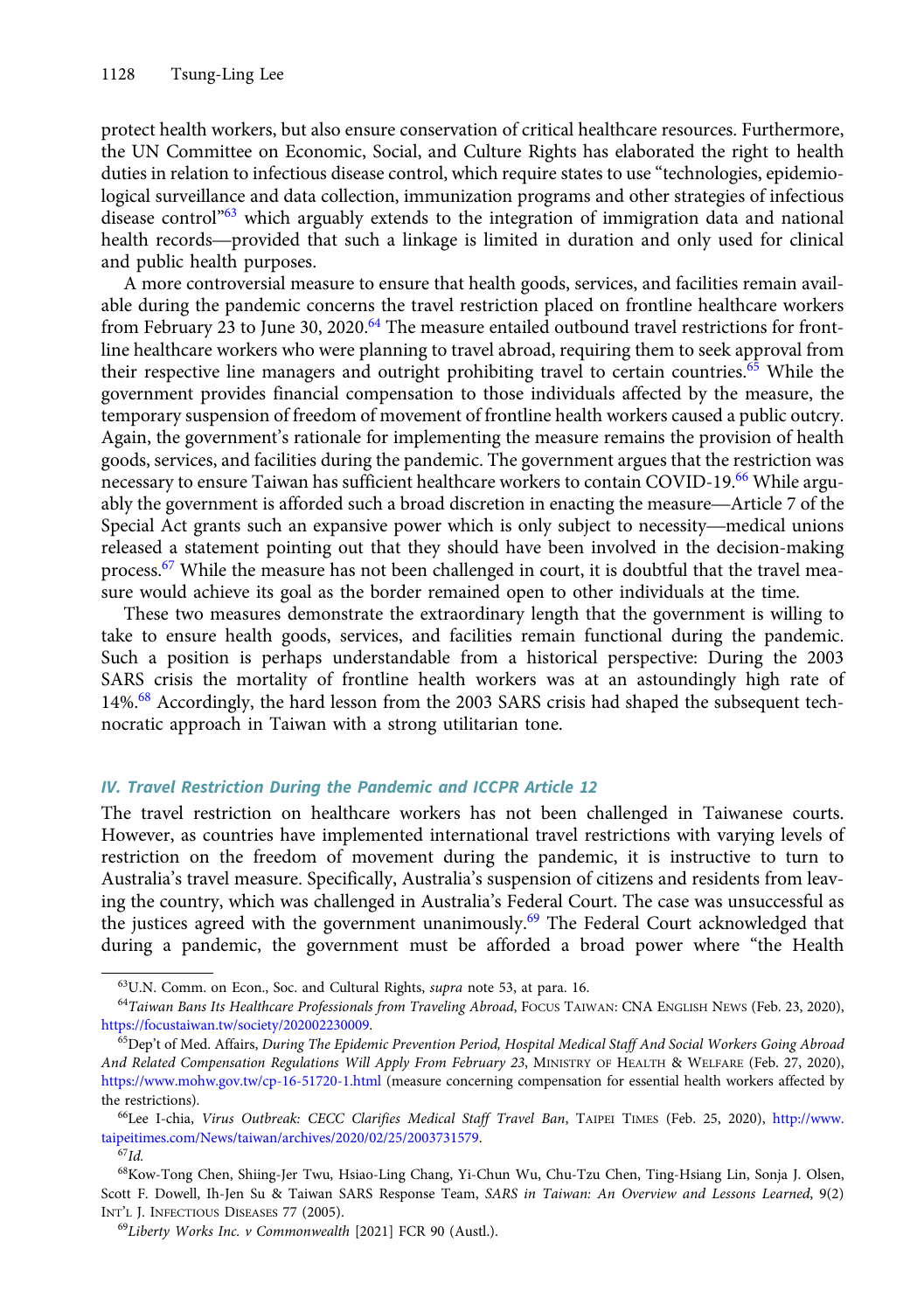protect health workers, but also ensure conservation of critical healthcare resources. Furthermore, the UN Committee on Economic, Social, and Culture Rights has elaborated the right to health duties in relation to infectious disease control, which require states to use "technologies, epidemiological surveillance and data collection, immunization programs and other strategies of infectious disease control"[63] which arguably extends to the integration of immigration data and national health records—provided that such a linkage is limited in duration and only used for clinical and public health purposes.

A more controversial measure to ensure that health goods, services, and facilities remain available during the pandemic concerns the travel restriction placed on frontline healthcare workers from February 23 to June 30, 2020.[64] The measure entailed outbound travel restrictions for frontline healthcare workers who were planning to travel abroad, requiring them to seek approval from their respective line managers and outright prohibiting travel to certain countries.[65] While the government provides financial compensation to those individuals affected by the measure, the temporary suspension of freedom of movement of frontline health workers caused a public outcry. Again, the government's rationale for implementing the measure remains the provision of health goods, services, and facilities during the pandemic. The government argues that the restriction was necessary to ensure Taiwan has sufficient healthcare workers to contain COVID-19.[66] While arguably the government is afforded such a broad discretion in enacting the measure—Article 7 of the Special Act grants such an expansive power which is only subject to necessity—medical unions released a statement pointing out that they should have been involved in the decision-making process.[67] While the measure has not been challenged in court, it is doubtful that the travel measure would achieve its goal as the border remained open to other individuals at the time.

These two measures demonstrate the extraordinary length that the government is willing to take to ensure health goods, services, and facilities remain functional during the pandemic. Such a position is perhaps understandable from a historical perspective: During the 2003 SARS crisis the mortality of frontline health workers was at an astoundingly high rate of 14%.[68] Accordingly, the hard lesson from the 2003 SARS crisis had shaped the subsequent technocratic approach in Taiwan with a strong utilitarian tone.

## IV. Travel Restriction During the Pandemic and ICCPR Article 12

The travel restriction on healthcare workers has not been challenged in Taiwanese courts. However, as countries have implemented international travel restrictions with varying levels of restriction on the freedom of movement during the pandemic, it is instructive to turn to Australia's travel measure. Specifically, Australia's suspension of citizens and residents from leaving the country, which was challenged in Australia's Federal Court. The case was unsuccessful as the justices agreed with the government unanimously.[69] The Federal Court acknowledged that during a pandemic, the government must be afforded a broad power where "the Health

---

[63] U.N. Comm. on Econ., Soc. and Cultural Rights, *supra* note 53, at para. 16.

[64] *Taiwan Bans Its Healthcare Professionals from Traveling Abroad*, Focus Taiwan: CNA English News (Feb. 23, 2020), https://focustaiwan.tw/society/202002230009.

[65] Dep't of Med. Affairs, *During The Epidemic Prevention Period, Hospital Medical Staff And Social Workers Going Abroad And Related Compensation Regulations Will Apply From February 23*, Ministry of Health & Welfare (Feb. 27, 2020), https://www.mohw.gov.tw/cp-16-51720-1.html (measure concerning compensation for essential health workers affected by the restrictions).

[66] Lee I-chia, *Virus Outbreak: CECC Clarifies Medical Staff Travel Ban*, Taipei Times (Feb. 25, 2020), http://www.taipeitimes.com/News/taiwan/archives/2020/02/25/2003731579.

[67] *Id.*

[68] Kow-Tong Chen, Shiing-Jer Twu, Hsiao-Ling Chang, Yi-Chun Wu, Chu-Tzu Chen, Ting-Hsiang Lin, Sonja J. Olsen, Scott F. Dowell, Ih-Jen Su & Taiwan SARS Response Team, *SARS in Taiwan: An Overview and Lessons Learned*, 9(2) Int'l J. Infectious Diseases 77 (2005).

[69] *Liberty Works Inc. v Commonwealth* [2021] FCR 90 (Austl.).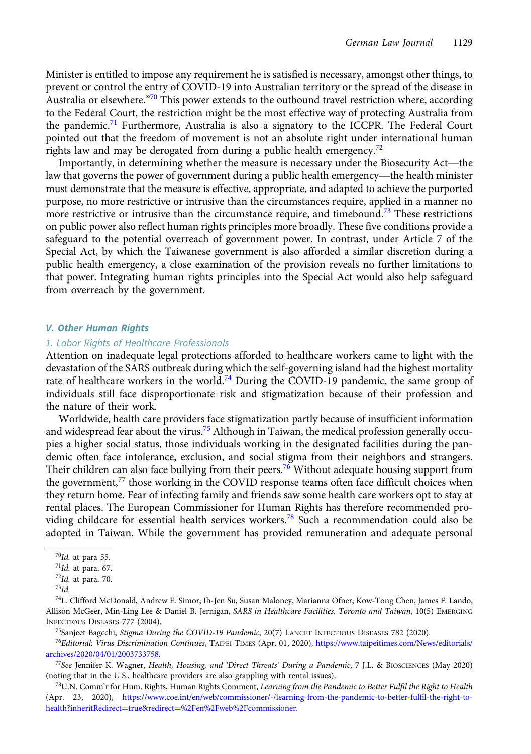Minister is entitled to impose any requirement he is satisfied is necessary, amongst other things, to prevent or control the entry of COVID-19 into Australian territory or the spread of the disease in Australia or elsewhere."[70] This power extends to the outbound travel restriction where, according to the Federal Court, the restriction might be the most effective way of protecting Australia from the pandemic.[71] Furthermore, Australia is also a signatory to the ICCPR. The Federal Court pointed out that the freedom of movement is not an absolute right under international human rights law and may be derogated from during a public health emergency.[72]

Importantly, in determining whether the measure is necessary under the Biosecurity Act—the law that governs the power of government during a public health emergency—the health minister must demonstrate that the measure is effective, appropriate, and adapted to achieve the purported purpose, no more restrictive or intrusive than the circumstances require, applied in a manner no more restrictive or intrusive than the circumstance require, and timebound.[73] These restrictions on public power also reflect human rights principles more broadly. These five conditions provide a safeguard to the potential overreach of government power. In contrast, under Article 7 of the Special Act, by which the Taiwanese government is also afforded a similar discretion during a public health emergency, a close examination of the provision reveals no further limitations to that power. Integrating human rights principles into the Special Act would also help safeguard from overreach by the government.

### V. Other Human Rights

#### 1. Labor Rights of Healthcare Professionals

Attention on inadequate legal protections afforded to healthcare workers came to light with the devastation of the SARS outbreak during which the self-governing island had the highest mortality rate of healthcare workers in the world.[74] During the COVID-19 pandemic, the same group of individuals still face disproportionate risk and stigmatization because of their profession and the nature of their work.

Worldwide, health care providers face stigmatization partly because of insufficient information and widespread fear about the virus.[75] Although in Taiwan, the medical profession generally occupies a higher social status, those individuals working in the designated facilities during the pandemic often face intolerance, exclusion, and social stigma from their neighbors and strangers. Their children can also face bullying from their peers.[76] Without adequate housing support from the government,[77] those working in the COVID response teams often face difficult choices when they return home. Fear of infecting family and friends saw some health care workers opt to stay at rental places. The European Commissioner for Human Rights has therefore recommended providing childcare for essential health services workers.[78] Such a recommendation could also be adopted in Taiwan. While the government has provided remuneration and adequate personal

---

[70] *Id.* at para 55.

[71] *Id.* at para. 67.

[72] *Id.* at para. 70.

[73] *Id.*

[74] L. Clifford McDonald, Andrew E. Simor, Ih-Jen Su, Susan Maloney, Marianna Ofner, Kow-Tong Chen, James F. Lando, Allison McGeer, Min-Ling Lee & Daniel B. Jernigan, *SARS in Healthcare Facilities, Toronto and Taiwan*, 10(5) Emerging Infectious Diseases 777 (2004).

[75] Sanjeet Bagcchi, *Stigma During the COVID-19 Pandemic*, 20(7) Lancet Infectious Diseases 782 (2020).

[76] *Editorial: Virus Discrimination Continues*, Taipei Times (Apr. 01, 2020), https://www.taipeitimes.com/News/editorials/archives/2020/04/01/2003733758.

[77] *See* Jennifer K. Wagner, *Health, Housing, and 'Direct Threats' During a Pandemic*, 7 J.L. & Biosciences (May 2020) (noting that in the U.S., healthcare providers are also grappling with rental issues).

[78] U.N. Comm'r for Hum. Rights, Human Rights Comment, *Learning from the Pandemic to Better Fulfil the Right to Health* (Apr. 23, 2020), https://www.coe.int/en/web/commissioner/-/learning-from-the-pandemic-to-better-fulfil-the-right-to-health?inheritRedirect=true&redirect=%2Fen%2Fweb%2Fcommissioner.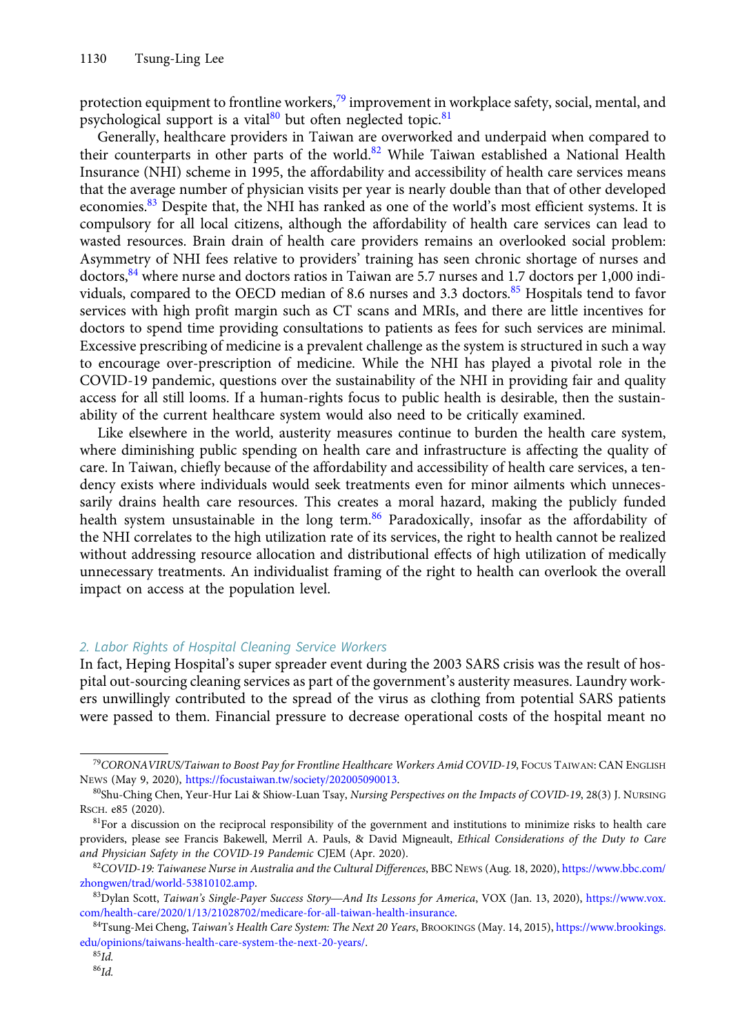protection equipment to frontline workers,[79] improvement in workplace safety, social, mental, and psychological support is a vital[80] but often neglected topic.[81]

Generally, healthcare providers in Taiwan are overworked and underpaid when compared to their counterparts in other parts of the world.[82] While Taiwan established a National Health Insurance (NHI) scheme in 1995, the affordability and accessibility of health care services means that the average number of physician visits per year is nearly double than that of other developed economies.[83] Despite that, the NHI has ranked as one of the world's most efficient systems. It is compulsory for all local citizens, although the affordability of health care services can lead to wasted resources. Brain drain of health care providers remains an overlooked social problem: Asymmetry of NHI fees relative to providers' training has seen chronic shortage of nurses and doctors,[84] where nurse and doctors ratios in Taiwan are 5.7 nurses and 1.7 doctors per 1,000 individuals, compared to the OECD median of 8.6 nurses and 3.3 doctors.[85] Hospitals tend to favor services with high profit margin such as CT scans and MRIs, and there are little incentives for doctors to spend time providing consultations to patients as fees for such services are minimal. Excessive prescribing of medicine is a prevalent challenge as the system is structured in such a way to encourage over-prescription of medicine. While the NHI has played a pivotal role in the COVID-19 pandemic, questions over the sustainability of the NHI in providing fair and quality access for all still looms. If a human-rights focus to public health is desirable, then the sustainability of the current healthcare system would also need to be critically examined.

Like elsewhere in the world, austerity measures continue to burden the health care system, where diminishing public spending on health care and infrastructure is affecting the quality of care. In Taiwan, chiefly because of the affordability and accessibility of health care services, a tendency exists where individuals would seek treatments even for minor ailments which unnecessarily drains health care resources. This creates a moral hazard, making the publicly funded health system unsustainable in the long term.[86] Paradoxically, insofar as the affordability of the NHI correlates to the high utilization rate of its services, the right to health cannot be realized without addressing resource allocation and distributional effects of high utilization of medically unnecessary treatments. An individualist framing of the right to health can overlook the overall impact on access at the population level.

### 2. Labor Rights of Hospital Cleaning Service Workers

In fact, Heping Hospital's super spreader event during the 2003 SARS crisis was the result of hospital out-sourcing cleaning services as part of the government's austerity measures. Laundry workers unwillingly contributed to the spread of the virus as clothing from potential SARS patients were passed to them. Financial pressure to decrease operational costs of the hospital meant no

---

[79] *CORONAVIRUS/Taiwan to Boost Pay for Frontline Healthcare Workers Amid COVID-19*, FOCUS TAIWAN: CAN ENGLISH NEWS (May 9, 2020), https://focustaiwan.tw/society/202005090013.

[80] Shu-Ching Chen, Yeur-Hur Lai & Shiow-Luan Tsay, *Nursing Perspectives on the Impacts of COVID-19*, 28(3) J. NURSING RSCH. e85 (2020).

[81] For a discussion on the reciprocal responsibility of the government and institutions to minimize risks to health care providers, please see Francis Bakewell, Merril A. Pauls, & David Migneault, *Ethical Considerations of the Duty to Care and Physician Safety in the COVID-19 Pandemic* CJEM (Apr. 2020).

[82] *COVID-19: Taiwanese Nurse in Australia and the Cultural Differences*, BBC NEWS (Aug. 18, 2020), https://www.bbc.com/zhongwen/trad/world-53810102.amp.

[83] Dylan Scott, *Taiwan's Single-Payer Success Story—And Its Lessons for America*, VOX (Jan. 13, 2020), https://www.vox.com/health-care/2020/1/13/21028702/medicare-for-all-taiwan-health-insurance.

[84] Tsung-Mei Cheng, *Taiwan's Health Care System: The Next 20 Years*, BROOKINGS (May. 14, 2015), https://www.brookings.edu/opinions/taiwans-health-care-system-the-next-20-years/.

[85] *Id.*

[86] *Id.*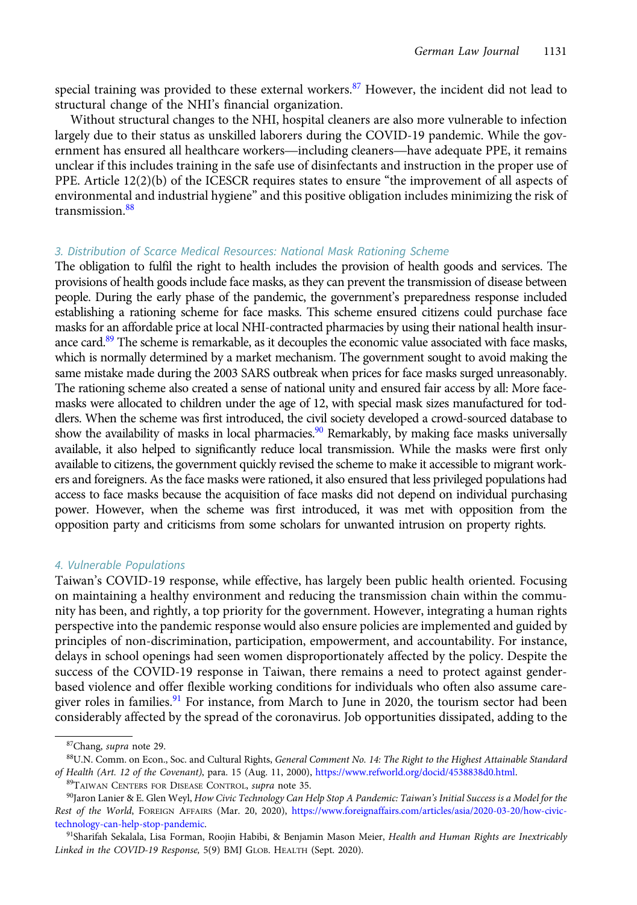special training was provided to these external workers.[87] However, the incident did not lead to structural change of the NHI's financial organization.

Without structural changes to the NHI, hospital cleaners are also more vulnerable to infection largely due to their status as unskilled laborers during the COVID-19 pandemic. While the government has ensured all healthcare workers—including cleaners—have adequate PPE, it remains unclear if this includes training in the safe use of disinfectants and instruction in the proper use of PPE. Article 12(2)(b) of the ICESCR requires states to ensure "the improvement of all aspects of environmental and industrial hygiene" and this positive obligation includes minimizing the risk of transmission.[88]

### 3. Distribution of Scarce Medical Resources: National Mask Rationing Scheme

The obligation to fulfil the right to health includes the provision of health goods and services. The provisions of health goods include face masks, as they can prevent the transmission of disease between people. During the early phase of the pandemic, the government's preparedness response included establishing a rationing scheme for face masks. This scheme ensured citizens could purchase face masks for an affordable price at local NHI-contracted pharmacies by using their national health insurance card.[89] The scheme is remarkable, as it decouples the economic value associated with face masks, which is normally determined by a market mechanism. The government sought to avoid making the same mistake made during the 2003 SARS outbreak when prices for face masks surged unreasonably. The rationing scheme also created a sense of national unity and ensured fair access by all: More face-masks were allocated to children under the age of 12, with special mask sizes manufactured for toddlers. When the scheme was first introduced, the civil society developed a crowd-sourced database to show the availability of masks in local pharmacies.[90] Remarkably, by making face masks universally available, it also helped to significantly reduce local transmission. While the masks were first only available to citizens, the government quickly revised the scheme to make it accessible to migrant workers and foreigners. As the face masks were rationed, it also ensured that less privileged populations had access to face masks because the acquisition of face masks did not depend on individual purchasing power. However, when the scheme was first introduced, it was met with opposition from the opposition party and criticisms from some scholars for unwanted intrusion on property rights.

### 4. Vulnerable Populations

Taiwan's COVID-19 response, while effective, has largely been public health oriented. Focusing on maintaining a healthy environment and reducing the transmission chain within the community has been, and rightly, a top priority for the government. However, integrating a human rights perspective into the pandemic response would also ensure policies are implemented and guided by principles of non-discrimination, participation, empowerment, and accountability. For instance, delays in school openings had seen women disproportionately affected by the policy. Despite the success of the COVID-19 response in Taiwan, there remains a need to protect against gender-based violence and offer flexible working conditions for individuals who often also assume caregiver roles in families.[91] For instance, from March to June in 2020, the tourism sector had been considerably affected by the spread of the coronavirus. Job opportunities dissipated, adding to the

---

[87] Chang, *supra* note 29.

[88] U.N. Comm. on Econ., Soc. and Cultural Rights, *General Comment No. 14: The Right to the Highest Attainable Standard of Health (Art. 12 of the Covenant)*, para. 15 (Aug. 11, 2000), https://www.refworld.org/docid/4538838d0.html.

[89] Taiwan Centers for Disease Control, *supra* note 35.

[90] Jaron Lanier & E. Glen Weyl, *How Civic Technology Can Help Stop A Pandemic: Taiwan's Initial Success is a Model for the Rest of the World*, Foreign Affairs (Mar. 20, 2020), https://www.foreignaffairs.com/articles/asia/2020-03-20/how-civic-technology-can-help-stop-pandemic.

[91] Sharifah Sekalala, Lisa Forman, Roojin Habibi, & Benjamin Mason Meier, *Health and Human Rights are Inextricably Linked in the COVID-19 Response*, 5(9) BMJ Glob. Health (Sept. 2020).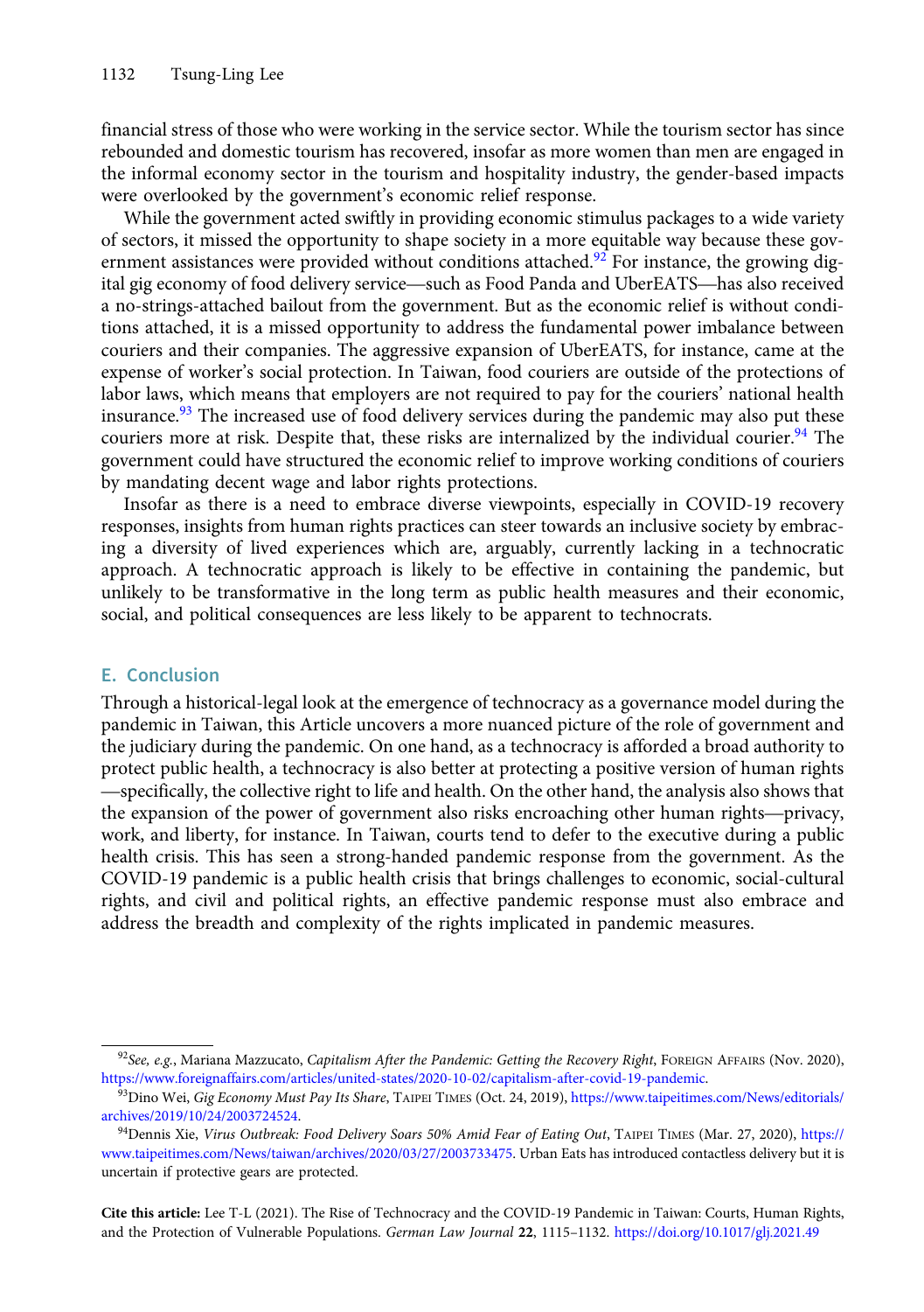financial stress of those who were working in the service sector. While the tourism sector has since rebounded and domestic tourism has recovered, insofar as more women than men are engaged in the informal economy sector in the tourism and hospitality industry, the gender-based impacts were overlooked by the government's economic relief response.

While the government acted swiftly in providing economic stimulus packages to a wide variety of sectors, it missed the opportunity to shape society in a more equitable way because these government assistances were provided without conditions attached.[92] For instance, the growing digital gig economy of food delivery service—such as Food Panda and UberEATS—has also received a no-strings-attached bailout from the government. But as the economic relief is without conditions attached, it is a missed opportunity to address the fundamental power imbalance between couriers and their companies. The aggressive expansion of UberEATS, for instance, came at the expense of worker's social protection. In Taiwan, food couriers are outside of the protections of labor laws, which means that employers are not required to pay for the couriers' national health insurance.[93] The increased use of food delivery services during the pandemic may also put these couriers more at risk. Despite that, these risks are internalized by the individual courier.[94] The government could have structured the economic relief to improve working conditions of couriers by mandating decent wage and labor rights protections.

Insofar as there is a need to embrace diverse viewpoints, especially in COVID-19 recovery responses, insights from human rights practices can steer towards an inclusive society by embracing a diversity of lived experiences which are, arguably, currently lacking in a technocratic approach. A technocratic approach is likely to be effective in containing the pandemic, but unlikely to be transformative in the long term as public health measures and their economic, social, and political consequences are less likely to be apparent to technocrats.

## E. Conclusion

Through a historical-legal look at the emergence of technocracy as a governance model during the pandemic in Taiwan, this Article uncovers a more nuanced picture of the role of government and the judiciary during the pandemic. On one hand, as a technocracy is afforded a broad authority to protect public health, a technocracy is also better at protecting a positive version of human rights—specifically, the collective right to life and health. On the other hand, the analysis also shows that the expansion of the power of government also risks encroaching other human rights—privacy, work, and liberty, for instance. In Taiwan, courts tend to defer to the executive during a public health crisis. This has seen a strong-handed pandemic response from the government. As the COVID-19 pandemic is a public health crisis that brings challenges to economic, social-cultural rights, and civil and political rights, an effective pandemic response must also embrace and address the breadth and complexity of the rights implicated in pandemic measures.

---

[92] *See, e.g.*, Mariana Mazzucato, *Capitalism After the Pandemic: Getting the Recovery Right*, FOREIGN AFFAIRS (Nov. 2020), https://www.foreignaffairs.com/articles/united-states/2020-10-02/capitalism-after-covid-19-pandemic.

[93] Dino Wei, *Gig Economy Must Pay Its Share*, TAIPEI TIMES (Oct. 24, 2019), https://www.taipeitimes.com/News/editorials/archives/2019/10/24/2003724524.

[94] Dennis Xie, *Virus Outbreak: Food Delivery Soars 50% Amid Fear of Eating Out*, TAIPEI TIMES (Mar. 27, 2020), https://www.taipeitimes.com/News/taiwan/archives/2020/03/27/2003733475. Urban Eats has introduced contactless delivery but it is uncertain if protective gears are protected.

**Cite this article:** Lee T-L (2021). The Rise of Technocracy and the COVID-19 Pandemic in Taiwan: Courts, Human Rights, and the Protection of Vulnerable Populations. *German Law Journal* **22**, 1115–1132. https://doi.org/10.1017/glj.2021.49